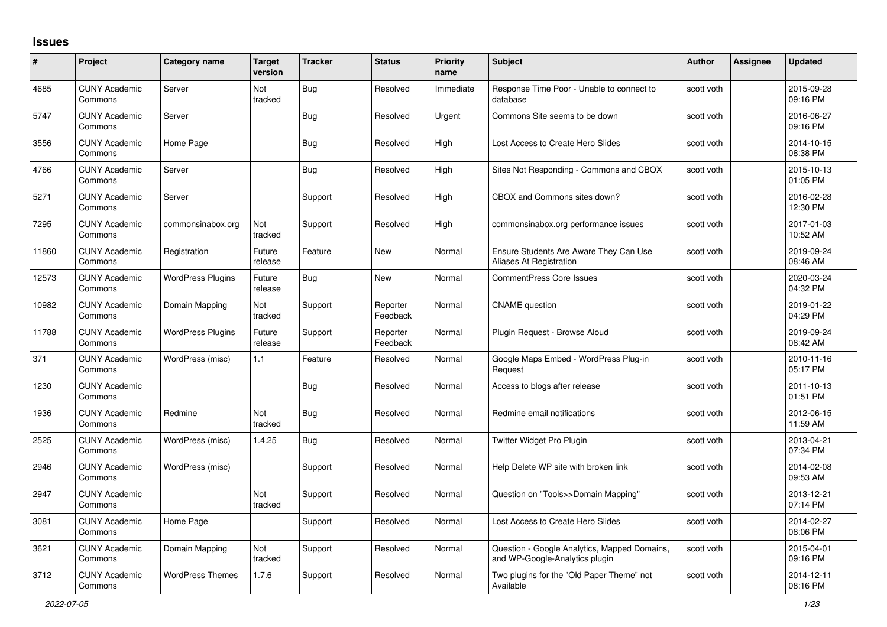## Issues

| # | Project | Category name | Target version | Tracker | Status | Priority name | Subject | Author | Assignee | Updated |
|---|---|---|---|---|---|---|---|---|---|---|
| 4685 | CUNY Academic Commons | Server | Not tracked | Bug | Resolved | Immediate | Response Time Poor - Unable to connect to database | scott voth | | 2015-09-28 09:16 PM |
| 5747 | CUNY Academic Commons | Server | | Bug | Resolved | Urgent | Commons Site seems to be down | scott voth | | 2016-06-27 09:16 PM |
| 3556 | CUNY Academic Commons | Home Page | | Bug | Resolved | High | Lost Access to Create Hero Slides | scott voth | | 2014-10-15 08:38 PM |
| 4766 | CUNY Academic Commons | Server | | Bug | Resolved | High | Sites Not Responding - Commons and CBOX | scott voth | | 2015-10-13 01:05 PM |
| 5271 | CUNY Academic Commons | Server | | Support | Resolved | High | CBOX and Commons sites down? | scott voth | | 2016-02-28 12:30 PM |
| 7295 | CUNY Academic Commons | commonsinabox.org | Not tracked | Support | Resolved | High | commonsinabox.org performance issues | scott voth | | 2017-01-03 10:52 AM |
| 11860 | CUNY Academic Commons | Registration | Future release | Feature | New | Normal | Ensure Students Are Aware They Can Use Aliases At Registration | scott voth | | 2019-09-24 08:46 AM |
| 12573 | CUNY Academic Commons | WordPress Plugins | Future release | Bug | New | Normal | CommentPress Core Issues | scott voth | | 2020-03-24 04:32 PM |
| 10982 | CUNY Academic Commons | Domain Mapping | Not tracked | Support | Reporter Feedback | Normal | CNAME question | scott voth | | 2019-01-22 04:29 PM |
| 11788 | CUNY Academic Commons | WordPress Plugins | Future release | Support | Reporter Feedback | Normal | Plugin Request - Browse Aloud | scott voth | | 2019-09-24 08:42 AM |
| 371 | CUNY Academic Commons | WordPress (misc) | 1.1 | Feature | Resolved | Normal | Google Maps Embed - WordPress Plug-in Request | scott voth | | 2010-11-16 05:17 PM |
| 1230 | CUNY Academic Commons | | | Bug | Resolved | Normal | Access to blogs after release | scott voth | | 2011-10-13 01:51 PM |
| 1936 | CUNY Academic Commons | Redmine | Not tracked | Bug | Resolved | Normal | Redmine email notifications | scott voth | | 2012-06-15 11:59 AM |
| 2525 | CUNY Academic Commons | WordPress (misc) | 1.4.25 | Bug | Resolved | Normal | Twitter Widget Pro Plugin | scott voth | | 2013-04-21 07:34 PM |
| 2946 | CUNY Academic Commons | WordPress (misc) | | Support | Resolved | Normal | Help Delete WP site with broken link | scott voth | | 2014-02-08 09:53 AM |
| 2947 | CUNY Academic Commons | | Not tracked | Support | Resolved | Normal | Question on "Tools>>Domain Mapping" | scott voth | | 2013-12-21 07:14 PM |
| 3081 | CUNY Academic Commons | Home Page | | Support | Resolved | Normal | Lost Access to Create Hero Slides | scott voth | | 2014-02-27 08:06 PM |
| 3621 | CUNY Academic Commons | Domain Mapping | Not tracked | Support | Resolved | Normal | Question - Google Analytics, Mapped Domains, and WP-Google-Analytics plugin | scott voth | | 2015-04-01 09:16 PM |
| 3712 | CUNY Academic Commons | WordPress Themes | 1.7.6 | Support | Resolved | Normal | Two plugins for the "Old Paper Theme" not Available | scott voth | | 2014-12-11 08:16 PM |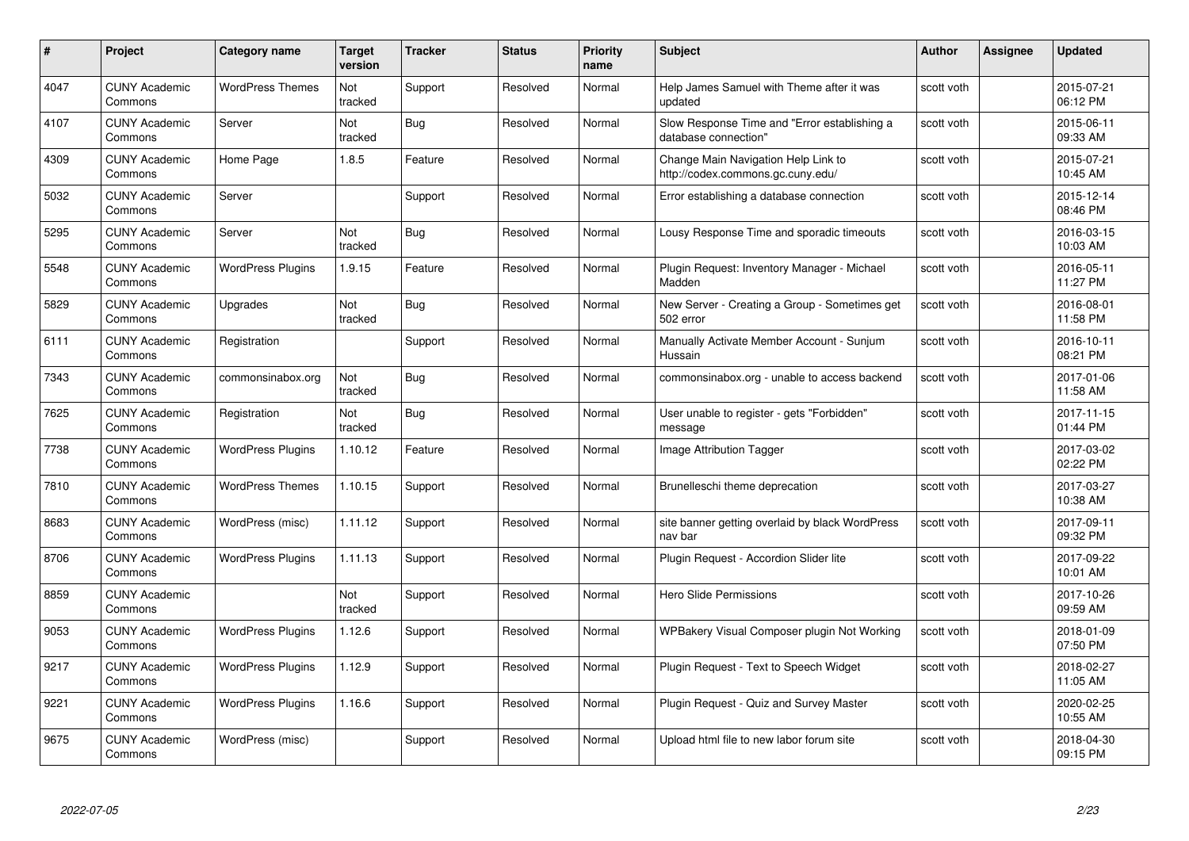| # | Project | Category name | Target version | Tracker | Status | Priority name | Subject | Author | Assignee | Updated |
|---|---|---|---|---|---|---|---|---|---|---|
| 4047 | CUNY Academic Commons | WordPress Themes | Not tracked | Support | Resolved | Normal | Help James Samuel with Theme after it was updated | scott voth | | 2015-07-21 06:12 PM |
| 4107 | CUNY Academic Commons | Server | Not tracked | Bug | Resolved | Normal | Slow Response Time and "Error establishing a database connection" | scott voth | | 2015-06-11 09:33 AM |
| 4309 | CUNY Academic Commons | Home Page | 1.8.5 | Feature | Resolved | Normal | Change Main Navigation Help Link to http://codex.commons.gc.cuny.edu/ | scott voth | | 2015-07-21 10:45 AM |
| 5032 | CUNY Academic Commons | Server | | Support | Resolved | Normal | Error establishing a database connection | scott voth | | 2015-12-14 08:46 PM |
| 5295 | CUNY Academic Commons | Server | Not tracked | Bug | Resolved | Normal | Lousy Response Time and sporadic timeouts | scott voth | | 2016-03-15 10:03 AM |
| 5548 | CUNY Academic Commons | WordPress Plugins | 1.9.15 | Feature | Resolved | Normal | Plugin Request: Inventory Manager - Michael Madden | scott voth | | 2016-05-11 11:27 PM |
| 5829 | CUNY Academic Commons | Upgrades | Not tracked | Bug | Resolved | Normal | New Server - Creating a Group - Sometimes get 502 error | scott voth | | 2016-08-01 11:58 PM |
| 6111 | CUNY Academic Commons | Registration | | Support | Resolved | Normal | Manually Activate Member Account - Sunjum Hussain | scott voth | | 2016-10-11 08:21 PM |
| 7343 | CUNY Academic Commons | commonsinabox.org | Not tracked | Bug | Resolved | Normal | commonsinabox.org - unable to access backend | scott voth | | 2017-01-06 11:58 AM |
| 7625 | CUNY Academic Commons | Registration | Not tracked | Bug | Resolved | Normal | User unable to register - gets "Forbidden" message | scott voth | | 2017-11-15 01:44 PM |
| 7738 | CUNY Academic Commons | WordPress Plugins | 1.10.12 | Feature | Resolved | Normal | Image Attribution Tagger | scott voth | | 2017-03-02 02:22 PM |
| 7810 | CUNY Academic Commons | WordPress Themes | 1.10.15 | Support | Resolved | Normal | Brunelleschi theme deprecation | scott voth | | 2017-03-27 10:38 AM |
| 8683 | CUNY Academic Commons | WordPress (misc) | 1.11.12 | Support | Resolved | Normal | site banner getting overlaid by black WordPress nav bar | scott voth | | 2017-09-11 09:32 PM |
| 8706 | CUNY Academic Commons | WordPress Plugins | 1.11.13 | Support | Resolved | Normal | Plugin Request - Accordion Slider lite | scott voth | | 2017-09-22 10:01 AM |
| 8859 | CUNY Academic Commons | | Not tracked | Support | Resolved | Normal | Hero Slide Permissions | scott voth | | 2017-10-26 09:59 AM |
| 9053 | CUNY Academic Commons | WordPress Plugins | 1.12.6 | Support | Resolved | Normal | WPBakery Visual Composer plugin Not Working | scott voth | | 2018-01-09 07:50 PM |
| 9217 | CUNY Academic Commons | WordPress Plugins | 1.12.9 | Support | Resolved | Normal | Plugin Request - Text to Speech Widget | scott voth | | 2018-02-27 11:05 AM |
| 9221 | CUNY Academic Commons | WordPress Plugins | 1.16.6 | Support | Resolved | Normal | Plugin Request - Quiz and Survey Master | scott voth | | 2020-02-25 10:55 AM |
| 9675 | CUNY Academic Commons | WordPress (misc) | | Support | Resolved | Normal | Upload html file to new labor forum site | scott voth | | 2018-04-30 09:15 PM |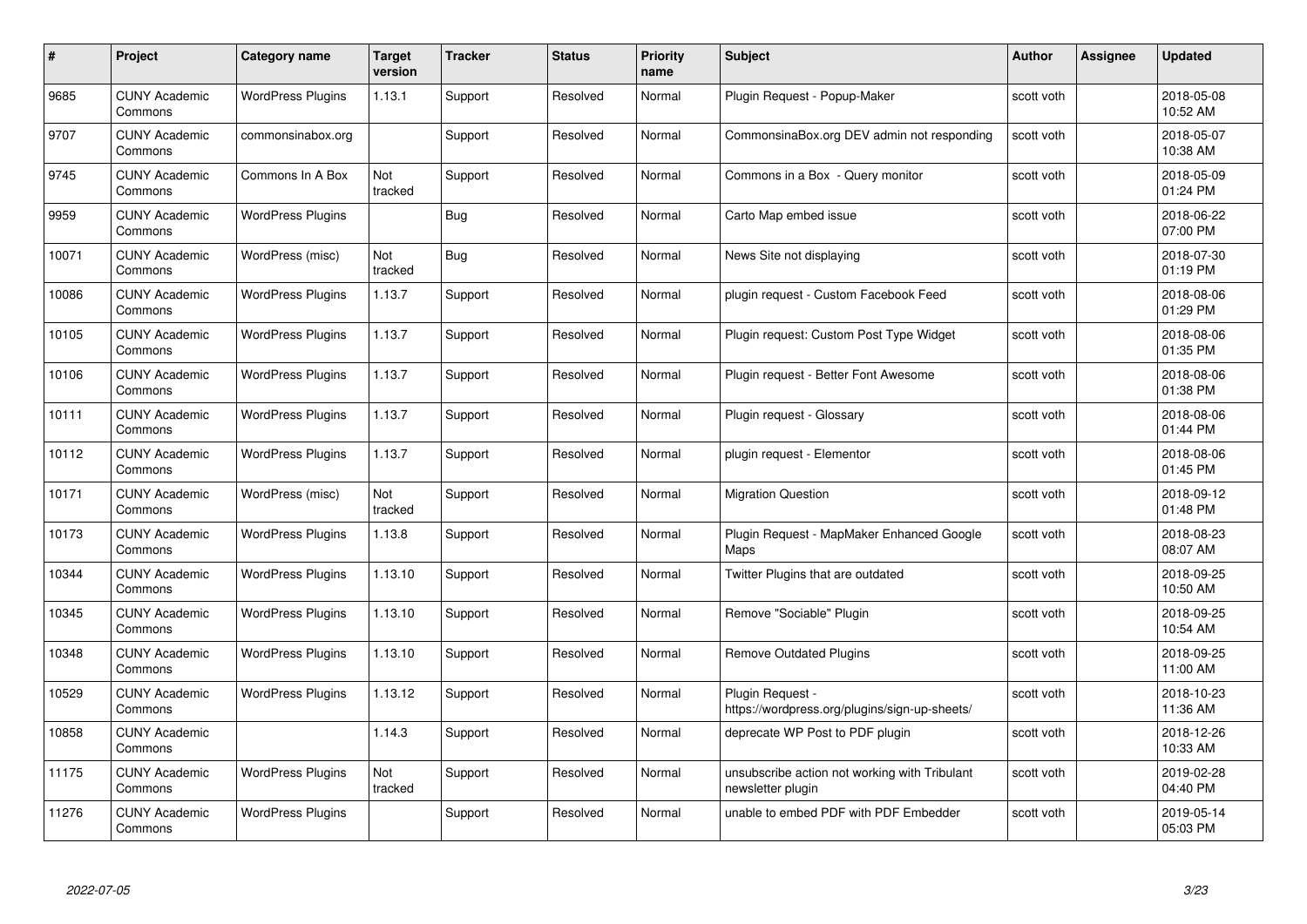| # | Project | Category name | Target version | Tracker | Status | Priority name | Subject | Author | Assignee | Updated |
|---|---|---|---|---|---|---|---|---|---|---|
| 9685 | CUNY Academic Commons | WordPress Plugins | 1.13.1 | Support | Resolved | Normal | Plugin Request - Popup-Maker | scott voth | | 2018-05-08 10:52 AM |
| 9707 | CUNY Academic Commons | commonsinabox.org | | Support | Resolved | Normal | CommonsinaBox.org DEV admin not responding | scott voth | | 2018-05-07 10:38 AM |
| 9745 | CUNY Academic Commons | Commons In A Box | Not tracked | Support | Resolved | Normal | Commons in a Box - Query monitor | scott voth | | 2018-05-09 01:24 PM |
| 9959 | CUNY Academic Commons | WordPress Plugins | | Bug | Resolved | Normal | Carto Map embed issue | scott voth | | 2018-06-22 07:00 PM |
| 10071 | CUNY Academic Commons | WordPress (misc) | Not tracked | Bug | Resolved | Normal | News Site not displaying | scott voth | | 2018-07-30 01:19 PM |
| 10086 | CUNY Academic Commons | WordPress Plugins | 1.13.7 | Support | Resolved | Normal | plugin request - Custom Facebook Feed | scott voth | | 2018-08-06 01:29 PM |
| 10105 | CUNY Academic Commons | WordPress Plugins | 1.13.7 | Support | Resolved | Normal | Plugin request: Custom Post Type Widget | scott voth | | 2018-08-06 01:35 PM |
| 10106 | CUNY Academic Commons | WordPress Plugins | 1.13.7 | Support | Resolved | Normal | Plugin request - Better Font Awesome | scott voth | | 2018-08-06 01:38 PM |
| 10111 | CUNY Academic Commons | WordPress Plugins | 1.13.7 | Support | Resolved | Normal | Plugin request - Glossary | scott voth | | 2018-08-06 01:44 PM |
| 10112 | CUNY Academic Commons | WordPress Plugins | 1.13.7 | Support | Resolved | Normal | plugin request - Elementor | scott voth | | 2018-08-06 01:45 PM |
| 10171 | CUNY Academic Commons | WordPress (misc) | Not tracked | Support | Resolved | Normal | Migration Question | scott voth | | 2018-09-12 01:48 PM |
| 10173 | CUNY Academic Commons | WordPress Plugins | 1.13.8 | Support | Resolved | Normal | Plugin Request - MapMaker Enhanced Google Maps | scott voth | | 2018-08-23 08:07 AM |
| 10344 | CUNY Academic Commons | WordPress Plugins | 1.13.10 | Support | Resolved | Normal | Twitter Plugins that are outdated | scott voth | | 2018-09-25 10:50 AM |
| 10345 | CUNY Academic Commons | WordPress Plugins | 1.13.10 | Support | Resolved | Normal | Remove "Sociable" Plugin | scott voth | | 2018-09-25 10:54 AM |
| 10348 | CUNY Academic Commons | WordPress Plugins | 1.13.10 | Support | Resolved | Normal | Remove Outdated Plugins | scott voth | | 2018-09-25 11:00 AM |
| 10529 | CUNY Academic Commons | WordPress Plugins | 1.13.12 | Support | Resolved | Normal | Plugin Request - https://wordpress.org/plugins/sign-up-sheets/ | scott voth | | 2018-10-23 11:36 AM |
| 10858 | CUNY Academic Commons | | 1.14.3 | Support | Resolved | Normal | deprecate WP Post to PDF plugin | scott voth | | 2018-12-26 10:33 AM |
| 11175 | CUNY Academic Commons | WordPress Plugins | Not tracked | Support | Resolved | Normal | unsubscribe action not working with Tribulant newsletter plugin | scott voth | | 2019-02-28 04:40 PM |
| 11276 | CUNY Academic Commons | WordPress Plugins | | Support | Resolved | Normal | unable to embed PDF with PDF Embedder | scott voth | | 2019-05-14 05:03 PM |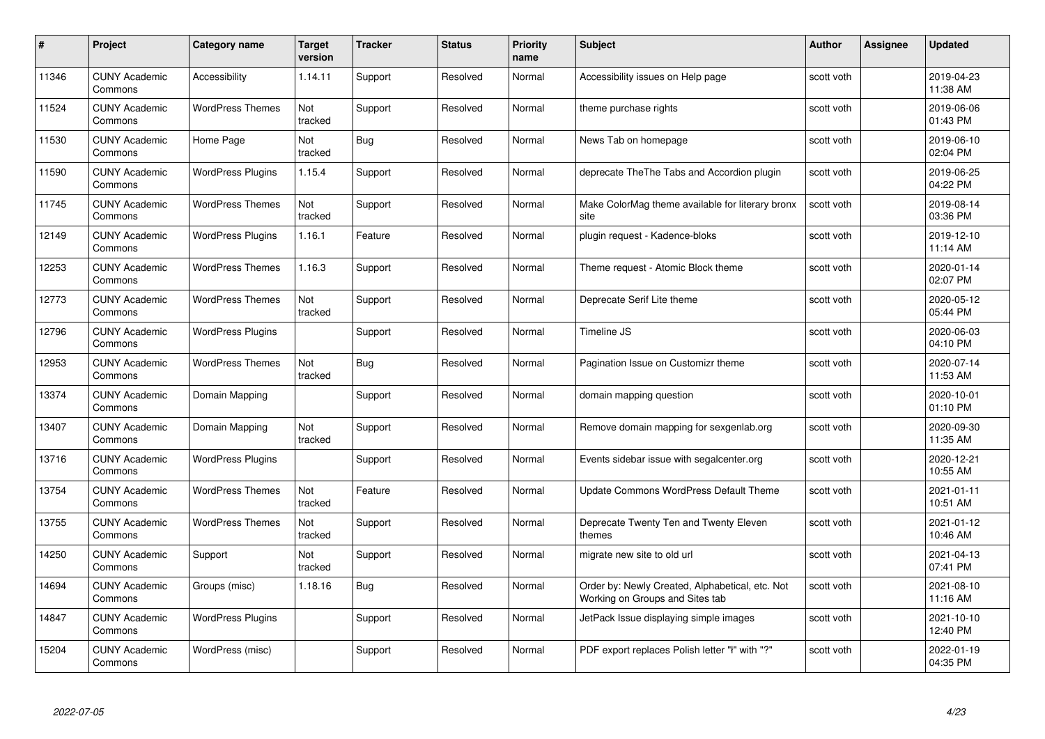| # | Project | Category name | Target version | Tracker | Status | Priority name | Subject | Author | Assignee | Updated |
|---|---|---|---|---|---|---|---|---|---|---|
| 11346 | CUNY Academic Commons | Accessibility | 1.14.11 | Support | Resolved | Normal | Accessibility issues on Help page | scott voth | | 2019-04-23 11:38 AM |
| 11524 | CUNY Academic Commons | WordPress Themes | Not tracked | Support | Resolved | Normal | theme purchase rights | scott voth | | 2019-06-06 01:43 PM |
| 11530 | CUNY Academic Commons | Home Page | Not tracked | Bug | Resolved | Normal | News Tab on homepage | scott voth | | 2019-06-10 02:04 PM |
| 11590 | CUNY Academic Commons | WordPress Plugins | 1.15.4 | Support | Resolved | Normal | deprecate TheThe Tabs and Accordion plugin | scott voth | | 2019-06-25 04:22 PM |
| 11745 | CUNY Academic Commons | WordPress Themes | Not tracked | Support | Resolved | Normal | Make ColorMag theme available for literary bronx site | scott voth | | 2019-08-14 03:36 PM |
| 12149 | CUNY Academic Commons | WordPress Plugins | 1.16.1 | Feature | Resolved | Normal | plugin request - Kadence-bloks | scott voth | | 2019-12-10 11:14 AM |
| 12253 | CUNY Academic Commons | WordPress Themes | 1.16.3 | Support | Resolved | Normal | Theme request - Atomic Block theme | scott voth | | 2020-01-14 02:07 PM |
| 12773 | CUNY Academic Commons | WordPress Themes | Not tracked | Support | Resolved | Normal | Deprecate Serif Lite theme | scott voth | | 2020-05-12 05:44 PM |
| 12796 | CUNY Academic Commons | WordPress Plugins | | Support | Resolved | Normal | Timeline JS | scott voth | | 2020-06-03 04:10 PM |
| 12953 | CUNY Academic Commons | WordPress Themes | Not tracked | Bug | Resolved | Normal | Pagination Issue on Customizr theme | scott voth | | 2020-07-14 11:53 AM |
| 13374 | CUNY Academic Commons | Domain Mapping | | Support | Resolved | Normal | domain mapping question | scott voth | | 2020-10-01 01:10 PM |
| 13407 | CUNY Academic Commons | Domain Mapping | Not tracked | Support | Resolved | Normal | Remove domain mapping for sexgenlab.org | scott voth | | 2020-09-30 11:35 AM |
| 13716 | CUNY Academic Commons | WordPress Plugins | | Support | Resolved | Normal | Events sidebar issue with segalcenter.org | scott voth | | 2020-12-21 10:55 AM |
| 13754 | CUNY Academic Commons | WordPress Themes | Not tracked | Feature | Resolved | Normal | Update Commons WordPress Default Theme | scott voth | | 2021-01-11 10:51 AM |
| 13755 | CUNY Academic Commons | WordPress Themes | Not tracked | Support | Resolved | Normal | Deprecate Twenty Ten and Twenty Eleven themes | scott voth | | 2021-01-12 10:46 AM |
| 14250 | CUNY Academic Commons | Support | Not tracked | Support | Resolved | Normal | migrate new site to old url | scott voth | | 2021-04-13 07:41 PM |
| 14694 | CUNY Academic Commons | Groups (misc) | 1.18.16 | Bug | Resolved | Normal | Order by: Newly Created, Alphabetical, etc. Not Working on Groups and Sites tab | scott voth | | 2021-08-10 11:16 AM |
| 14847 | CUNY Academic Commons | WordPress Plugins | | Support | Resolved | Normal | JetPack Issue displaying simple images | scott voth | | 2021-10-10 12:40 PM |
| 15204 | CUNY Academic Commons | WordPress (misc) | | Support | Resolved | Normal | PDF export replaces Polish letter "ł" with "?" | scott voth | | 2022-01-19 04:35 PM |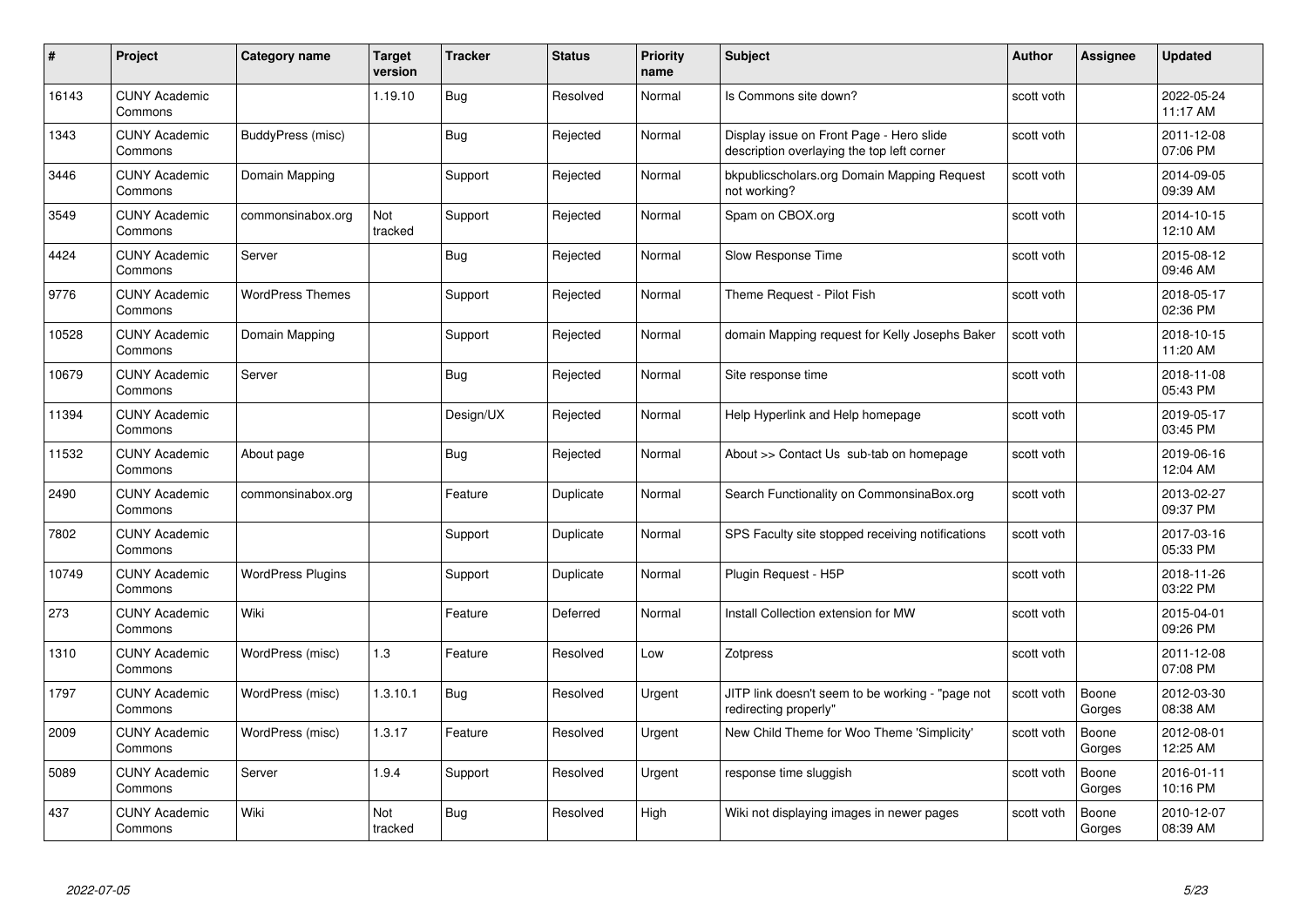| # | Project | Category name | Target version | Tracker | Status | Priority name | Subject | Author | Assignee | Updated |
|---|---|---|---|---|---|---|---|---|---|---|
| 16143 | CUNY Academic Commons | | 1.19.10 | Bug | Resolved | Normal | Is Commons site down? | scott voth | | 2022-05-24 11:17 AM |
| 1343 | CUNY Academic Commons | BuddyPress (misc) | | Bug | Rejected | Normal | Display issue on Front Page - Hero slide description overlaying the top left corner | scott voth | | 2011-12-08 07:06 PM |
| 3446 | CUNY Academic Commons | Domain Mapping | | Support | Rejected | Normal | bkpublicscholars.org Domain Mapping Request not working? | scott voth | | 2014-09-05 09:39 AM |
| 3549 | CUNY Academic Commons | commonsinabox.org | Not tracked | Support | Rejected | Normal | Spam on CBOX.org | scott voth | | 2014-10-15 12:10 AM |
| 4424 | CUNY Academic Commons | Server | | Bug | Rejected | Normal | Slow Response Time | scott voth | | 2015-08-12 09:46 AM |
| 9776 | CUNY Academic Commons | WordPress Themes | | Support | Rejected | Normal | Theme Request - Pilot Fish | scott voth | | 2018-05-17 02:36 PM |
| 10528 | CUNY Academic Commons | Domain Mapping | | Support | Rejected | Normal | domain Mapping request for Kelly Josephs Baker | scott voth | | 2018-10-15 11:20 AM |
| 10679 | CUNY Academic Commons | Server | | Bug | Rejected | Normal | Site response time | scott voth | | 2018-11-08 05:43 PM |
| 11394 | CUNY Academic Commons | | | Design/UX | Rejected | Normal | Help Hyperlink and Help homepage | scott voth | | 2019-05-17 03:45 PM |
| 11532 | CUNY Academic Commons | About page | | Bug | Rejected | Normal | About >> Contact Us sub-tab on homepage | scott voth | | 2019-06-16 12:04 AM |
| 2490 | CUNY Academic Commons | commonsinabox.org | | Feature | Duplicate | Normal | Search Functionality on CommonsinaBox.org | scott voth | | 2013-02-27 09:37 PM |
| 7802 | CUNY Academic Commons | | | Support | Duplicate | Normal | SPS Faculty site stopped receiving notifications | scott voth | | 2017-03-16 05:33 PM |
| 10749 | CUNY Academic Commons | WordPress Plugins | | Support | Duplicate | Normal | Plugin Request - H5P | scott voth | | 2018-11-26 03:22 PM |
| 273 | CUNY Academic Commons | Wiki | | Feature | Deferred | Normal | Install Collection extension for MW | scott voth | | 2015-04-01 09:26 PM |
| 1310 | CUNY Academic Commons | WordPress (misc) | 1.3 | Feature | Resolved | Low | Zotpress | scott voth | | 2011-12-08 07:08 PM |
| 1797 | CUNY Academic Commons | WordPress (misc) | 1.3.10.1 | Bug | Resolved | Urgent | JITP link doesn't seem to be working - "page not redirecting properly" | scott voth | Boone Gorges | 2012-03-30 08:38 AM |
| 2009 | CUNY Academic Commons | WordPress (misc) | 1.3.17 | Feature | Resolved | Urgent | New Child Theme for Woo Theme 'Simplicity' | scott voth | Boone Gorges | 2012-08-01 12:25 AM |
| 5089 | CUNY Academic Commons | Server | 1.9.4 | Support | Resolved | Urgent | response time sluggish | scott voth | Boone Gorges | 2016-01-11 10:16 PM |
| 437 | CUNY Academic Commons | Wiki | Not tracked | Bug | Resolved | High | Wiki not displaying images in newer pages | scott voth | Boone Gorges | 2010-12-07 08:39 AM |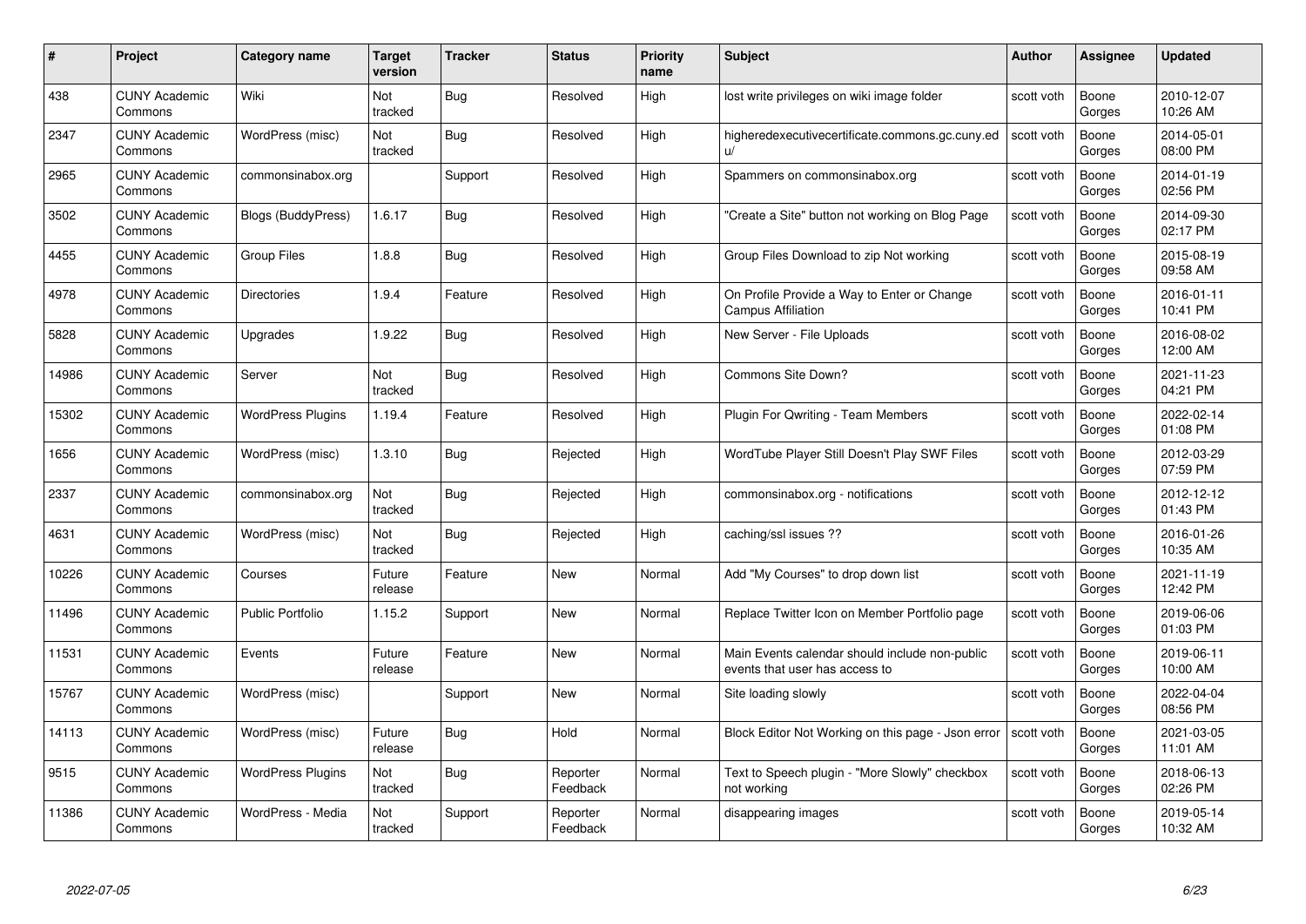| # | Project | Category name | Target version | Tracker | Status | Priority name | Subject | Author | Assignee | Updated |
|---|---|---|---|---|---|---|---|---|---|---|
| 438 | CUNY Academic Commons | Wiki | Not tracked | Bug | Resolved | High | lost write privileges on wiki image folder | scott voth | Boone Gorges | 2010-12-07 10:26 AM |
| 2347 | CUNY Academic Commons | WordPress (misc) | Not tracked | Bug | Resolved | High | higheredexecutivecertificate.commons.gc.cuny.edu/ | scott voth | Boone Gorges | 2014-05-01 08:00 PM |
| 2965 | CUNY Academic Commons | commonsinabox.org | | Support | Resolved | High | Spammers on commonsinabox.org | scott voth | Boone Gorges | 2014-01-19 02:56 PM |
| 3502 | CUNY Academic Commons | Blogs (BuddyPress) | 1.6.17 | Bug | Resolved | High | "Create a Site" button not working on Blog Page | scott voth | Boone Gorges | 2014-09-30 02:17 PM |
| 4455 | CUNY Academic Commons | Group Files | 1.8.8 | Bug | Resolved | High | Group Files Download to zip Not working | scott voth | Boone Gorges | 2015-08-19 09:58 AM |
| 4978 | CUNY Academic Commons | Directories | 1.9.4 | Feature | Resolved | High | On Profile Provide a Way to Enter or Change Campus Affiliation | scott voth | Boone Gorges | 2016-01-11 10:41 PM |
| 5828 | CUNY Academic Commons | Upgrades | 1.9.22 | Bug | Resolved | High | New Server - File Uploads | scott voth | Boone Gorges | 2016-08-02 12:00 AM |
| 14986 | CUNY Academic Commons | Server | Not tracked | Bug | Resolved | High | Commons Site Down? | scott voth | Boone Gorges | 2021-11-23 04:21 PM |
| 15302 | CUNY Academic Commons | WordPress Plugins | 1.19.4 | Feature | Resolved | High | Plugin For Qwriting - Team Members | scott voth | Boone Gorges | 2022-02-14 01:08 PM |
| 1656 | CUNY Academic Commons | WordPress (misc) | 1.3.10 | Bug | Rejected | High | WordTube Player Still Doesn't Play SWF Files | scott voth | Boone Gorges | 2012-03-29 07:59 PM |
| 2337 | CUNY Academic Commons | commonsinabox.org | Not tracked | Bug | Rejected | High | commonsinabox.org - notifications | scott voth | Boone Gorges | 2012-12-12 01:43 PM |
| 4631 | CUNY Academic Commons | WordPress (misc) | Not tracked | Bug | Rejected | High | caching/ssl issues ?? | scott voth | Boone Gorges | 2016-01-26 10:35 AM |
| 10226 | CUNY Academic Commons | Courses | Future release | Feature | New | Normal | Add "My Courses" to drop down list | scott voth | Boone Gorges | 2021-11-19 12:42 PM |
| 11496 | CUNY Academic Commons | Public Portfolio | 1.15.2 | Support | New | Normal | Replace Twitter Icon on Member Portfolio page | scott voth | Boone Gorges | 2019-06-06 01:03 PM |
| 11531 | CUNY Academic Commons | Events | Future release | Feature | New | Normal | Main Events calendar should include non-public events that user has access to | scott voth | Boone Gorges | 2019-06-11 10:00 AM |
| 15767 | CUNY Academic Commons | WordPress (misc) | | Support | New | Normal | Site loading slowly | scott voth | Boone Gorges | 2022-04-04 08:56 PM |
| 14113 | CUNY Academic Commons | WordPress (misc) | Future release | Bug | Hold | Normal | Block Editor Not Working on this page - Json error | scott voth | Boone Gorges | 2021-03-05 11:01 AM |
| 9515 | CUNY Academic Commons | WordPress Plugins | Not tracked | Bug | Reporter Feedback | Normal | Text to Speech plugin - "More Slowly" checkbox not working | scott voth | Boone Gorges | 2018-06-13 02:26 PM |
| 11386 | CUNY Academic Commons | WordPress - Media | Not tracked | Support | Reporter Feedback | Normal | disappearing images | scott voth | Boone Gorges | 2019-05-14 10:32 AM |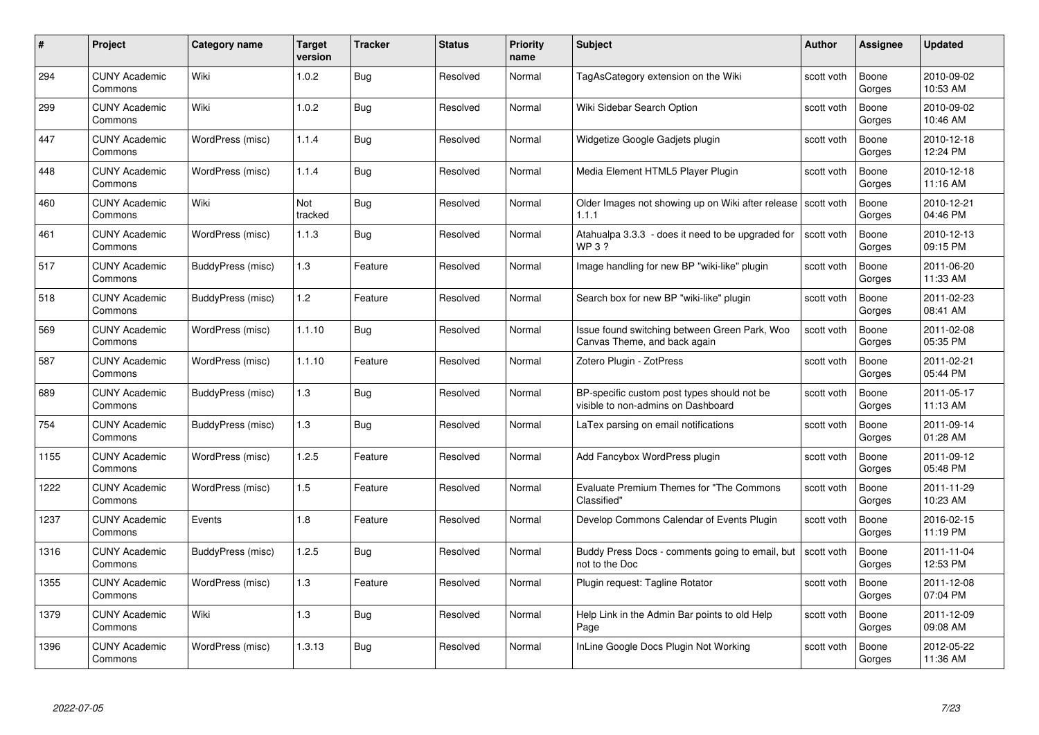| # | Project | Category name | Target version | Tracker | Status | Priority name | Subject | Author | Assignee | Updated |
|---|---|---|---|---|---|---|---|---|---|---|
| 294 | CUNY Academic Commons | Wiki | 1.0.2 | Bug | Resolved | Normal | TagAsCategory extension on the Wiki | scott voth | Boone Gorges | 2010-09-02 10:53 AM |
| 299 | CUNY Academic Commons | Wiki | 1.0.2 | Bug | Resolved | Normal | Wiki Sidebar Search Option | scott voth | Boone Gorges | 2010-09-02 10:46 AM |
| 447 | CUNY Academic Commons | WordPress (misc) | 1.1.4 | Bug | Resolved | Normal | Widgetize Google Gadjets plugin | scott voth | Boone Gorges | 2010-12-18 12:24 PM |
| 448 | CUNY Academic Commons | WordPress (misc) | 1.1.4 | Bug | Resolved | Normal | Media Element HTML5 Player Plugin | scott voth | Boone Gorges | 2010-12-18 11:16 AM |
| 460 | CUNY Academic Commons | Wiki | Not tracked | Bug | Resolved | Normal | Older Images not showing up on Wiki after release 1.1.1 | scott voth | Boone Gorges | 2010-12-21 04:46 PM |
| 461 | CUNY Academic Commons | WordPress (misc) | 1.1.3 | Bug | Resolved | Normal | Atahualpa 3.3.3 - does it need to be upgraded for WP 3 ? | scott voth | Boone Gorges | 2010-12-13 09:15 PM |
| 517 | CUNY Academic Commons | BuddyPress (misc) | 1.3 | Feature | Resolved | Normal | Image handling for new BP "wiki-like" plugin | scott voth | Boone Gorges | 2011-06-20 11:33 AM |
| 518 | CUNY Academic Commons | BuddyPress (misc) | 1.2 | Feature | Resolved | Normal | Search box for new BP "wiki-like" plugin | scott voth | Boone Gorges | 2011-02-23 08:41 AM |
| 569 | CUNY Academic Commons | WordPress (misc) | 1.1.10 | Bug | Resolved | Normal | Issue found switching between Green Park, Woo Canvas Theme, and back again | scott voth | Boone Gorges | 2011-02-08 05:35 PM |
| 587 | CUNY Academic Commons | WordPress (misc) | 1.1.10 | Feature | Resolved | Normal | Zotero Plugin - ZotPress | scott voth | Boone Gorges | 2011-02-21 05:44 PM |
| 689 | CUNY Academic Commons | BuddyPress (misc) | 1.3 | Bug | Resolved | Normal | BP-specific custom post types should not be visible to non-admins on Dashboard | scott voth | Boone Gorges | 2011-05-17 11:13 AM |
| 754 | CUNY Academic Commons | BuddyPress (misc) | 1.3 | Bug | Resolved | Normal | LaTex parsing on email notifications | scott voth | Boone Gorges | 2011-09-14 01:28 AM |
| 1155 | CUNY Academic Commons | WordPress (misc) | 1.2.5 | Feature | Resolved | Normal | Add Fancybox WordPress plugin | scott voth | Boone Gorges | 2011-09-12 05:48 PM |
| 1222 | CUNY Academic Commons | WordPress (misc) | 1.5 | Feature | Resolved | Normal | Evaluate Premium Themes for "The Commons Classified" | scott voth | Boone Gorges | 2011-11-29 10:23 AM |
| 1237 | CUNY Academic Commons | Events | 1.8 | Feature | Resolved | Normal | Develop Commons Calendar of Events Plugin | scott voth | Boone Gorges | 2016-02-15 11:19 PM |
| 1316 | CUNY Academic Commons | BuddyPress (misc) | 1.2.5 | Bug | Resolved | Normal | Buddy Press Docs - comments going to email, but not to the Doc | scott voth | Boone Gorges | 2011-11-04 12:53 PM |
| 1355 | CUNY Academic Commons | WordPress (misc) | 1.3 | Feature | Resolved | Normal | Plugin request: Tagline Rotator | scott voth | Boone Gorges | 2011-12-08 07:04 PM |
| 1379 | CUNY Academic Commons | Wiki | 1.3 | Bug | Resolved | Normal | Help Link in the Admin Bar points to old Help Page | scott voth | Boone Gorges | 2011-12-09 09:08 AM |
| 1396 | CUNY Academic Commons | WordPress (misc) | 1.3.13 | Bug | Resolved | Normal | InLine Google Docs Plugin Not Working | scott voth | Boone Gorges | 2012-05-22 11:36 AM |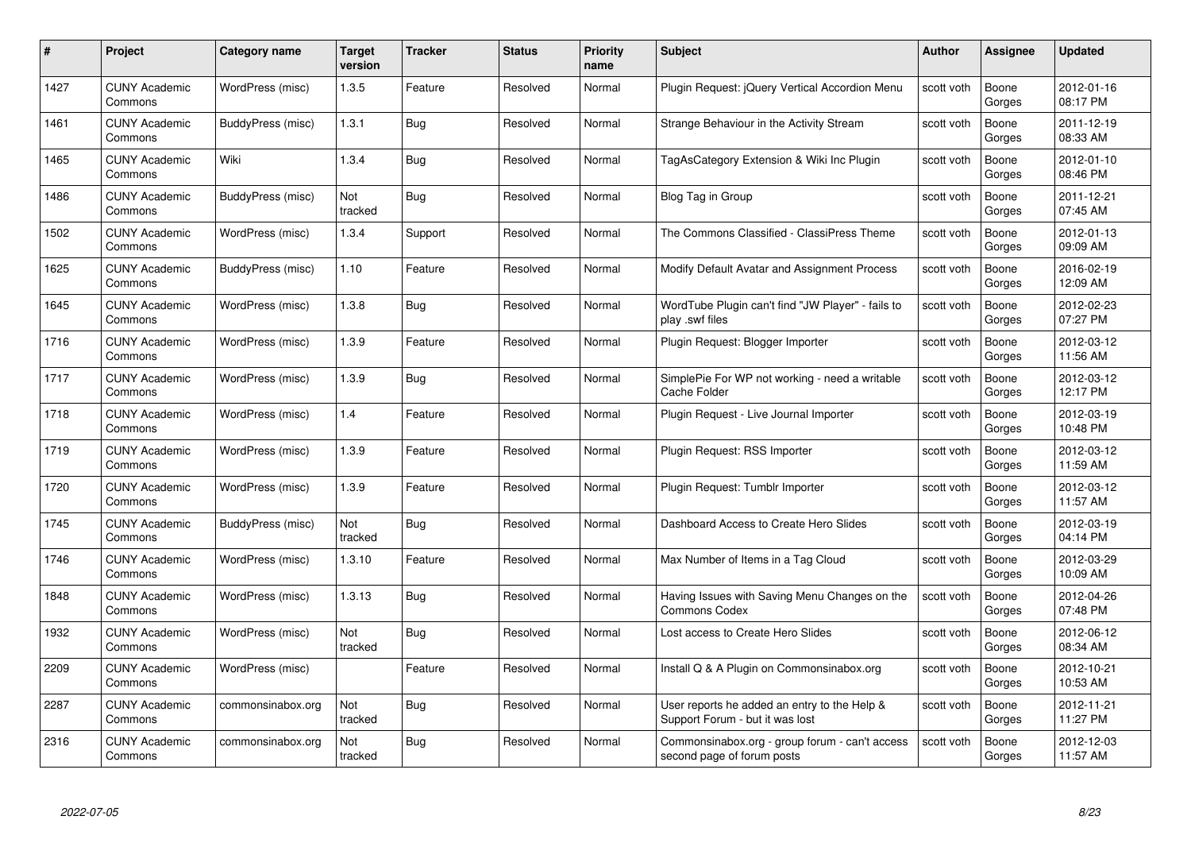| # | Project | Category name | Target version | Tracker | Status | Priority name | Subject | Author | Assignee | Updated |
|---|---|---|---|---|---|---|---|---|---|---|
| 1427 | CUNY Academic Commons | WordPress (misc) | 1.3.5 | Feature | Resolved | Normal | Plugin Request: jQuery Vertical Accordion Menu | scott voth | Boone Gorges | 2012-01-16 08:17 PM |
| 1461 | CUNY Academic Commons | BuddyPress (misc) | 1.3.1 | Bug | Resolved | Normal | Strange Behaviour in the Activity Stream | scott voth | Boone Gorges | 2011-12-19 08:33 AM |
| 1465 | CUNY Academic Commons | Wiki | 1.3.4 | Bug | Resolved | Normal | TagAsCategory Extension & Wiki Inc Plugin | scott voth | Boone Gorges | 2012-01-10 08:46 PM |
| 1486 | CUNY Academic Commons | BuddyPress (misc) | Not tracked | Bug | Resolved | Normal | Blog Tag in Group | scott voth | Boone Gorges | 2011-12-21 07:45 AM |
| 1502 | CUNY Academic Commons | WordPress (misc) | 1.3.4 | Support | Resolved | Normal | The Commons Classified - ClassiPress Theme | scott voth | Boone Gorges | 2012-01-13 09:09 AM |
| 1625 | CUNY Academic Commons | BuddyPress (misc) | 1.10 | Feature | Resolved | Normal | Modify Default Avatar and Assignment Process | scott voth | Boone Gorges | 2016-02-19 12:09 AM |
| 1645 | CUNY Academic Commons | WordPress (misc) | 1.3.8 | Bug | Resolved | Normal | WordTube Plugin can't find "JW Player" - fails to play .swf files | scott voth | Boone Gorges | 2012-02-23 07:27 PM |
| 1716 | CUNY Academic Commons | WordPress (misc) | 1.3.9 | Feature | Resolved | Normal | Plugin Request: Blogger Importer | scott voth | Boone Gorges | 2012-03-12 11:56 AM |
| 1717 | CUNY Academic Commons | WordPress (misc) | 1.3.9 | Bug | Resolved | Normal | SimplePie For WP not working - need a writable Cache Folder | scott voth | Boone Gorges | 2012-03-12 12:17 PM |
| 1718 | CUNY Academic Commons | WordPress (misc) | 1.4 | Feature | Resolved | Normal | Plugin Request - Live Journal Importer | scott voth | Boone Gorges | 2012-03-19 10:48 PM |
| 1719 | CUNY Academic Commons | WordPress (misc) | 1.3.9 | Feature | Resolved | Normal | Plugin Request: RSS Importer | scott voth | Boone Gorges | 2012-03-12 11:59 AM |
| 1720 | CUNY Academic Commons | WordPress (misc) | 1.3.9 | Feature | Resolved | Normal | Plugin Request: Tumblr Importer | scott voth | Boone Gorges | 2012-03-12 11:57 AM |
| 1745 | CUNY Academic Commons | BuddyPress (misc) | Not tracked | Bug | Resolved | Normal | Dashboard Access to Create Hero Slides | scott voth | Boone Gorges | 2012-03-19 04:14 PM |
| 1746 | CUNY Academic Commons | WordPress (misc) | 1.3.10 | Feature | Resolved | Normal | Max Number of Items in a Tag Cloud | scott voth | Boone Gorges | 2012-03-29 10:09 AM |
| 1848 | CUNY Academic Commons | WordPress (misc) | 1.3.13 | Bug | Resolved | Normal | Having Issues with Saving Menu Changes on the Commons Codex | scott voth | Boone Gorges | 2012-04-26 07:48 PM |
| 1932 | CUNY Academic Commons | WordPress (misc) | Not tracked | Bug | Resolved | Normal | Lost access to Create Hero Slides | scott voth | Boone Gorges | 2012-06-12 08:34 AM |
| 2209 | CUNY Academic Commons | WordPress (misc) | | Feature | Resolved | Normal | Install Q & A Plugin on Commonsinabox.org | scott voth | Boone Gorges | 2012-10-21 10:53 AM |
| 2287 | CUNY Academic Commons | commonsinabox.org | Not tracked | Bug | Resolved | Normal | User reports he added an entry to the Help & Support Forum - but it was lost | scott voth | Boone Gorges | 2012-11-21 11:27 PM |
| 2316 | CUNY Academic Commons | commonsinabox.org | Not tracked | Bug | Resolved | Normal | Commonsinabox.org - group forum - can't access second page of forum posts | scott voth | Boone Gorges | 2012-12-03 11:57 AM |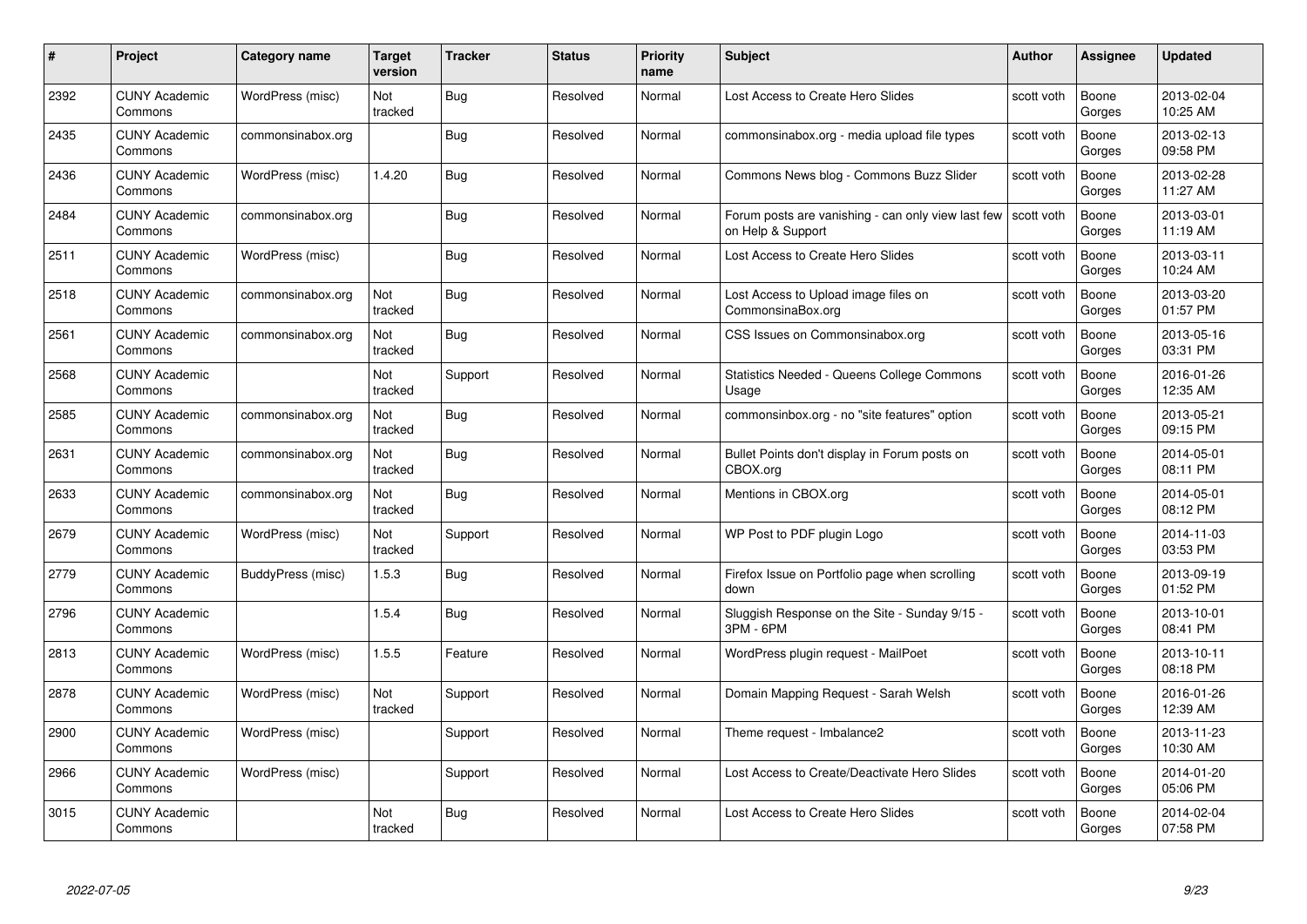| # | Project | Category name | Target version | Tracker | Status | Priority name | Subject | Author | Assignee | Updated |
|---|---|---|---|---|---|---|---|---|---|---|
| 2392 | CUNY Academic Commons | WordPress (misc) | Not tracked | Bug | Resolved | Normal | Lost Access to Create Hero Slides | scott voth | Boone Gorges | 2013-02-04 10:25 AM |
| 2435 | CUNY Academic Commons | commonsinabox.org | | Bug | Resolved | Normal | commonsinabox.org - media upload file types | scott voth | Boone Gorges | 2013-02-13 09:58 PM |
| 2436 | CUNY Academic Commons | WordPress (misc) | 1.4.20 | Bug | Resolved | Normal | Commons News blog - Commons Buzz Slider | scott voth | Boone Gorges | 2013-02-28 11:27 AM |
| 2484 | CUNY Academic Commons | commonsinabox.org | | Bug | Resolved | Normal | Forum posts are vanishing - can only view last few on Help & Support | scott voth | Boone Gorges | 2013-03-01 11:19 AM |
| 2511 | CUNY Academic Commons | WordPress (misc) | | Bug | Resolved | Normal | Lost Access to Create Hero Slides | scott voth | Boone Gorges | 2013-03-11 10:24 AM |
| 2518 | CUNY Academic Commons | commonsinabox.org | Not tracked | Bug | Resolved | Normal | Lost Access to Upload image files on CommonsinaBox.org | scott voth | Boone Gorges | 2013-03-20 01:57 PM |
| 2561 | CUNY Academic Commons | commonsinabox.org | Not tracked | Bug | Resolved | Normal | CSS Issues on Commonsinabox.org | scott voth | Boone Gorges | 2013-05-16 03:31 PM |
| 2568 | CUNY Academic Commons | | Not tracked | Support | Resolved | Normal | Statistics Needed - Queens College Commons Usage | scott voth | Boone Gorges | 2016-01-26 12:35 AM |
| 2585 | CUNY Academic Commons | commonsinabox.org | Not tracked | Bug | Resolved | Normal | commonsinbox.org - no "site features" option | scott voth | Boone Gorges | 2013-05-21 09:15 PM |
| 2631 | CUNY Academic Commons | commonsinabox.org | Not tracked | Bug | Resolved | Normal | Bullet Points don't display in Forum posts on CBOX.org | scott voth | Boone Gorges | 2014-05-01 08:11 PM |
| 2633 | CUNY Academic Commons | commonsinabox.org | Not tracked | Bug | Resolved | Normal | Mentions in CBOX.org | scott voth | Boone Gorges | 2014-05-01 08:12 PM |
| 2679 | CUNY Academic Commons | WordPress (misc) | Not tracked | Support | Resolved | Normal | WP Post to PDF plugin Logo | scott voth | Boone Gorges | 2014-11-03 03:53 PM |
| 2779 | CUNY Academic Commons | BuddyPress (misc) | 1.5.3 | Bug | Resolved | Normal | Firefox Issue on Portfolio page when scrolling down | scott voth | Boone Gorges | 2013-09-19 01:52 PM |
| 2796 | CUNY Academic Commons | | 1.5.4 | Bug | Resolved | Normal | Sluggish Response on the Site - Sunday 9/15 - 3PM - 6PM | scott voth | Boone Gorges | 2013-10-01 08:41 PM |
| 2813 | CUNY Academic Commons | WordPress (misc) | 1.5.5 | Feature | Resolved | Normal | WordPress plugin request - MailPoet | scott voth | Boone Gorges | 2013-10-11 08:18 PM |
| 2878 | CUNY Academic Commons | WordPress (misc) | Not tracked | Support | Resolved | Normal | Domain Mapping Request - Sarah Welsh | scott voth | Boone Gorges | 2016-01-26 12:39 AM |
| 2900 | CUNY Academic Commons | WordPress (misc) | | Support | Resolved | Normal | Theme request - Imbalance2 | scott voth | Boone Gorges | 2013-11-23 10:30 AM |
| 2966 | CUNY Academic Commons | WordPress (misc) | | Support | Resolved | Normal | Lost Access to Create/Deactivate Hero Slides | scott voth | Boone Gorges | 2014-01-20 05:06 PM |
| 3015 | CUNY Academic Commons | | Not tracked | Bug | Resolved | Normal | Lost Access to Create Hero Slides | scott voth | Boone Gorges | 2014-02-04 07:58 PM |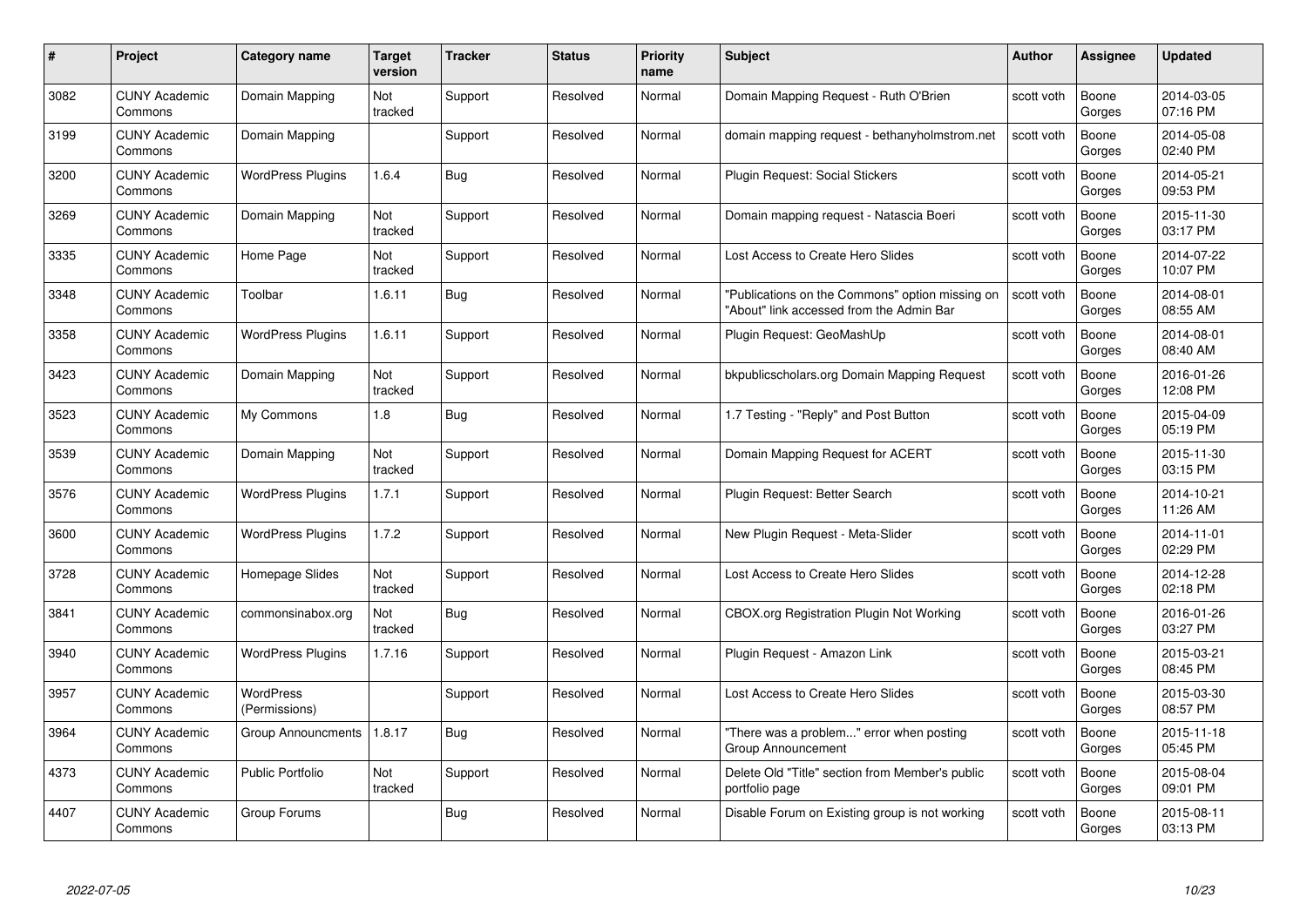| # | Project | Category name | Target version | Tracker | Status | Priority name | Subject | Author | Assignee | Updated |
|---|---|---|---|---|---|---|---|---|---|---|
| 3082 | CUNY Academic Commons | Domain Mapping | Not tracked | Support | Resolved | Normal | Domain Mapping Request - Ruth O'Brien | scott voth | Boone Gorges | 2014-03-05 07:16 PM |
| 3199 | CUNY Academic Commons | Domain Mapping | | Support | Resolved | Normal | domain mapping request - bethanyholmstrom.net | scott voth | Boone Gorges | 2014-05-08 02:40 PM |
| 3200 | CUNY Academic Commons | WordPress Plugins | 1.6.4 | Bug | Resolved | Normal | Plugin Request: Social Stickers | scott voth | Boone Gorges | 2014-05-21 09:53 PM |
| 3269 | CUNY Academic Commons | Domain Mapping | Not tracked | Support | Resolved | Normal | Domain mapping request - Natascia Boeri | scott voth | Boone Gorges | 2015-11-30 03:17 PM |
| 3335 | CUNY Academic Commons | Home Page | Not tracked | Support | Resolved | Normal | Lost Access to Create Hero Slides | scott voth | Boone Gorges | 2014-07-22 10:07 PM |
| 3348 | CUNY Academic Commons | Toolbar | 1.6.11 | Bug | Resolved | Normal | "Publications on the Commons" option missing on "About" link accessed from the Admin Bar | scott voth | Boone Gorges | 2014-08-01 08:55 AM |
| 3358 | CUNY Academic Commons | WordPress Plugins | 1.6.11 | Support | Resolved | Normal | Plugin Request: GeoMashUp | scott voth | Boone Gorges | 2014-08-01 08:40 AM |
| 3423 | CUNY Academic Commons | Domain Mapping | Not tracked | Support | Resolved | Normal | bkpublicscholars.org Domain Mapping Request | scott voth | Boone Gorges | 2016-01-26 12:08 PM |
| 3523 | CUNY Academic Commons | My Commons | 1.8 | Bug | Resolved | Normal | 1.7 Testing - "Reply" and Post Button | scott voth | Boone Gorges | 2015-04-09 05:19 PM |
| 3539 | CUNY Academic Commons | Domain Mapping | Not tracked | Support | Resolved | Normal | Domain Mapping Request for ACERT | scott voth | Boone Gorges | 2015-11-30 03:15 PM |
| 3576 | CUNY Academic Commons | WordPress Plugins | 1.7.1 | Support | Resolved | Normal | Plugin Request: Better Search | scott voth | Boone Gorges | 2014-10-21 11:26 AM |
| 3600 | CUNY Academic Commons | WordPress Plugins | 1.7.2 | Support | Resolved | Normal | New Plugin Request - Meta-Slider | scott voth | Boone Gorges | 2014-11-01 02:29 PM |
| 3728 | CUNY Academic Commons | Homepage Slides | Not tracked | Support | Resolved | Normal | Lost Access to Create Hero Slides | scott voth | Boone Gorges | 2014-12-28 02:18 PM |
| 3841 | CUNY Academic Commons | commonsinabox.org | Not tracked | Bug | Resolved | Normal | CBOX.org Registration Plugin Not Working | scott voth | Boone Gorges | 2016-01-26 03:27 PM |
| 3940 | CUNY Academic Commons | WordPress Plugins | 1.7.16 | Support | Resolved | Normal | Plugin Request - Amazon Link | scott voth | Boone Gorges | 2015-03-21 08:45 PM |
| 3957 | CUNY Academic Commons | WordPress (Permissions) | | Support | Resolved | Normal | Lost Access to Create Hero Slides | scott voth | Boone Gorges | 2015-03-30 08:57 PM |
| 3964 | CUNY Academic Commons | Group Announcments | 1.8.17 | Bug | Resolved | Normal | "There was a problem..." error when posting Group Announcement | scott voth | Boone Gorges | 2015-11-18 05:45 PM |
| 4373 | CUNY Academic Commons | Public Portfolio | Not tracked | Support | Resolved | Normal | Delete Old "Title" section from Member's public portfolio page | scott voth | Boone Gorges | 2015-08-04 09:01 PM |
| 4407 | CUNY Academic Commons | Group Forums | | Bug | Resolved | Normal | Disable Forum on Existing group is not working | scott voth | Boone Gorges | 2015-08-11 03:13 PM |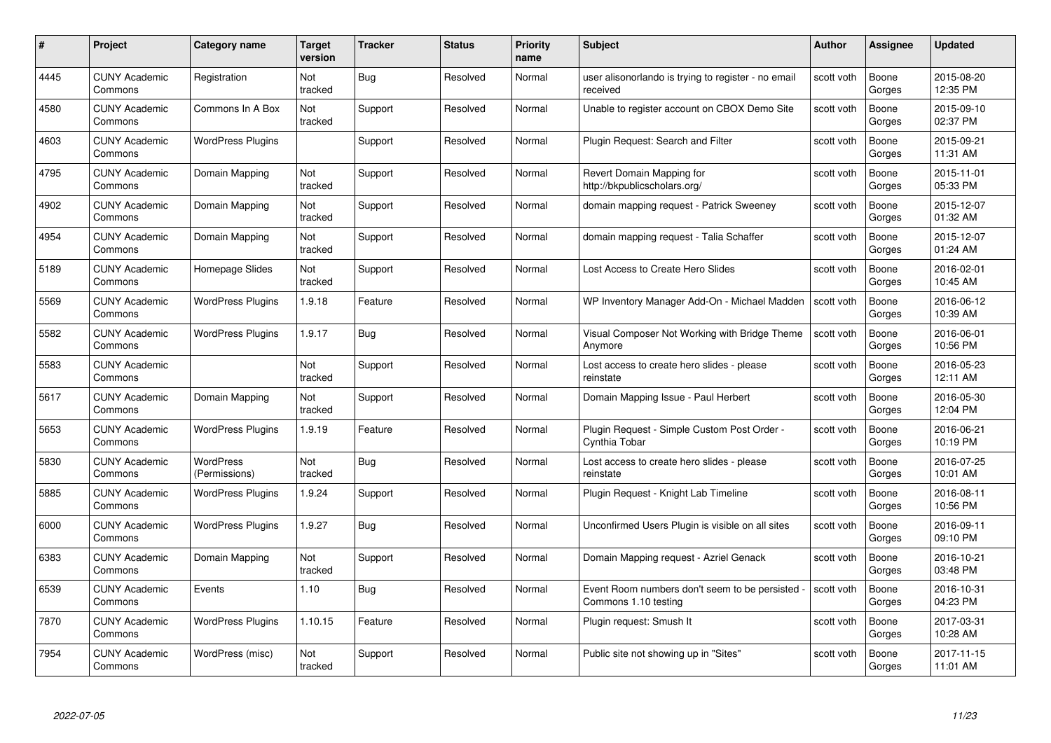| # | Project | Category name | Target version | Tracker | Status | Priority name | Subject | Author | Assignee | Updated |
|---|---|---|---|---|---|---|---|---|---|---|
| 4445 | CUNY Academic Commons | Registration | Not tracked | Bug | Resolved | Normal | user alisonorlando is trying to register - no email received | scott voth | Boone Gorges | 2015-08-20 12:35 PM |
| 4580 | CUNY Academic Commons | Commons In A Box | Not tracked | Support | Resolved | Normal | Unable to register account on CBOX Demo Site | scott voth | Boone Gorges | 2015-09-10 02:37 PM |
| 4603 | CUNY Academic Commons | WordPress Plugins | | Support | Resolved | Normal | Plugin Request: Search and Filter | scott voth | Boone Gorges | 2015-09-21 11:31 AM |
| 4795 | CUNY Academic Commons | Domain Mapping | Not tracked | Support | Resolved | Normal | Revert Domain Mapping for http://bkpublicscholars.org/ | scott voth | Boone Gorges | 2015-11-01 05:33 PM |
| 4902 | CUNY Academic Commons | Domain Mapping | Not tracked | Support | Resolved | Normal | domain mapping request - Patrick Sweeney | scott voth | Boone Gorges | 2015-12-07 01:32 AM |
| 4954 | CUNY Academic Commons | Domain Mapping | Not tracked | Support | Resolved | Normal | domain mapping request - Talia Schaffer | scott voth | Boone Gorges | 2015-12-07 01:24 AM |
| 5189 | CUNY Academic Commons | Homepage Slides | Not tracked | Support | Resolved | Normal | Lost Access to Create Hero Slides | scott voth | Boone Gorges | 2016-02-01 10:45 AM |
| 5569 | CUNY Academic Commons | WordPress Plugins | 1.9.18 | Feature | Resolved | Normal | WP Inventory Manager Add-On - Michael Madden | scott voth | Boone Gorges | 2016-06-12 10:39 AM |
| 5582 | CUNY Academic Commons | WordPress Plugins | 1.9.17 | Bug | Resolved | Normal | Visual Composer Not Working with Bridge Theme Anymore | scott voth | Boone Gorges | 2016-06-01 10:56 PM |
| 5583 | CUNY Academic Commons | | Not tracked | Support | Resolved | Normal | Lost access to create hero slides - please reinstate | scott voth | Boone Gorges | 2016-05-23 12:11 AM |
| 5617 | CUNY Academic Commons | Domain Mapping | Not tracked | Support | Resolved | Normal | Domain Mapping Issue - Paul Herbert | scott voth | Boone Gorges | 2016-05-30 12:04 PM |
| 5653 | CUNY Academic Commons | WordPress Plugins | 1.9.19 | Feature | Resolved | Normal | Plugin Request - Simple Custom Post Order - Cynthia Tobar | scott voth | Boone Gorges | 2016-06-21 10:19 PM |
| 5830 | CUNY Academic Commons | WordPress (Permissions) | Not tracked | Bug | Resolved | Normal | Lost access to create hero slides - please reinstate | scott voth | Boone Gorges | 2016-07-25 10:01 AM |
| 5885 | CUNY Academic Commons | WordPress Plugins | 1.9.24 | Support | Resolved | Normal | Plugin Request - Knight Lab Timeline | scott voth | Boone Gorges | 2016-08-11 10:56 PM |
| 6000 | CUNY Academic Commons | WordPress Plugins | 1.9.27 | Bug | Resolved | Normal | Unconfirmed Users Plugin is visible on all sites | scott voth | Boone Gorges | 2016-09-11 09:10 PM |
| 6383 | CUNY Academic Commons | Domain Mapping | Not tracked | Support | Resolved | Normal | Domain Mapping request - Azriel Genack | scott voth | Boone Gorges | 2016-10-21 03:48 PM |
| 6539 | CUNY Academic Commons | Events | 1.10 | Bug | Resolved | Normal | Event Room numbers don't seem to be persisted - Commons 1.10 testing | scott voth | Boone Gorges | 2016-10-31 04:23 PM |
| 7870 | CUNY Academic Commons | WordPress Plugins | 1.10.15 | Feature | Resolved | Normal | Plugin request: Smush It | scott voth | Boone Gorges | 2017-03-31 10:28 AM |
| 7954 | CUNY Academic Commons | WordPress (misc) | Not tracked | Support | Resolved | Normal | Public site not showing up in "Sites" | scott voth | Boone Gorges | 2017-11-15 11:01 AM |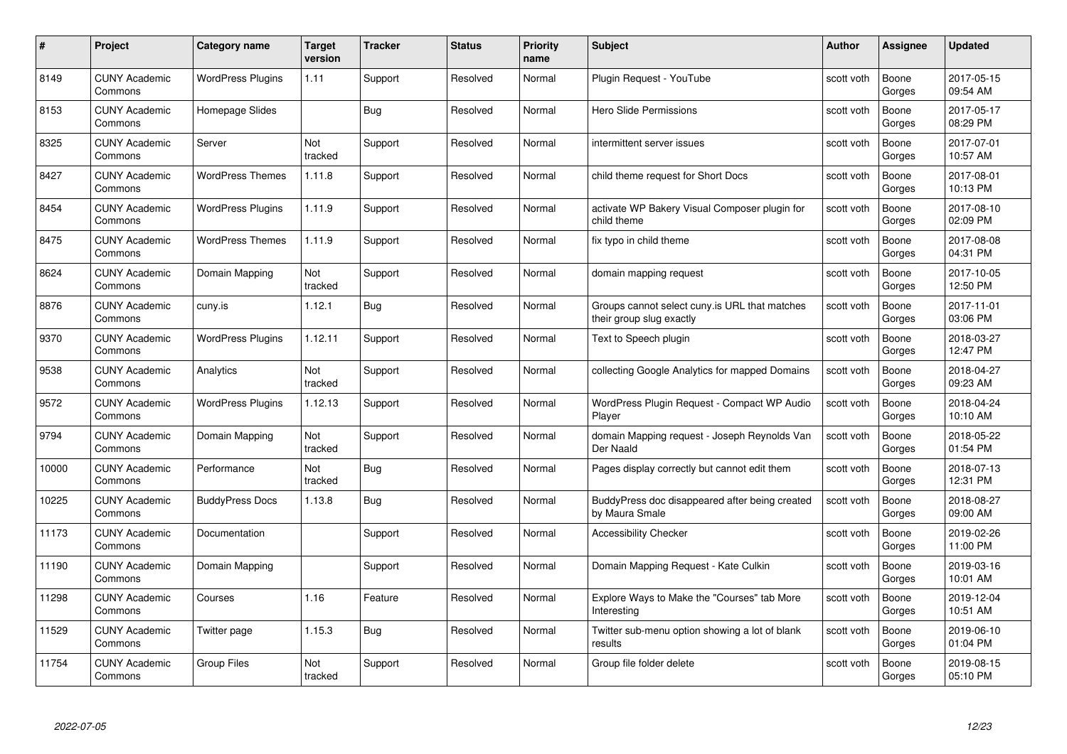| # | Project | Category name | Target version | Tracker | Status | Priority name | Subject | Author | Assignee | Updated |
|---|---|---|---|---|---|---|---|---|---|---|
| 8149 | CUNY Academic Commons | WordPress Plugins | 1.11 | Support | Resolved | Normal | Plugin Request - YouTube | scott voth | Boone Gorges | 2017-05-15 09:54 AM |
| 8153 | CUNY Academic Commons | Homepage Slides | | Bug | Resolved | Normal | Hero Slide Permissions | scott voth | Boone Gorges | 2017-05-17 08:29 PM |
| 8325 | CUNY Academic Commons | Server | Not tracked | Support | Resolved | Normal | intermittent server issues | scott voth | Boone Gorges | 2017-07-01 10:57 AM |
| 8427 | CUNY Academic Commons | WordPress Themes | 1.11.8 | Support | Resolved | Normal | child theme request for Short Docs | scott voth | Boone Gorges | 2017-08-01 10:13 PM |
| 8454 | CUNY Academic Commons | WordPress Plugins | 1.11.9 | Support | Resolved | Normal | activate WP Bakery Visual Composer plugin for child theme | scott voth | Boone Gorges | 2017-08-10 02:09 PM |
| 8475 | CUNY Academic Commons | WordPress Themes | 1.11.9 | Support | Resolved | Normal | fix typo in child theme | scott voth | Boone Gorges | 2017-08-08 04:31 PM |
| 8624 | CUNY Academic Commons | Domain Mapping | Not tracked | Support | Resolved | Normal | domain mapping request | scott voth | Boone Gorges | 2017-10-05 12:50 PM |
| 8876 | CUNY Academic Commons | cuny.is | 1.12.1 | Bug | Resolved | Normal | Groups cannot select cuny.is URL that matches their group slug exactly | scott voth | Boone Gorges | 2017-11-01 03:06 PM |
| 9370 | CUNY Academic Commons | WordPress Plugins | 1.12.11 | Support | Resolved | Normal | Text to Speech plugin | scott voth | Boone Gorges | 2018-03-27 12:47 PM |
| 9538 | CUNY Academic Commons | Analytics | Not tracked | Support | Resolved | Normal | collecting Google Analytics for mapped Domains | scott voth | Boone Gorges | 2018-04-27 09:23 AM |
| 9572 | CUNY Academic Commons | WordPress Plugins | 1.12.13 | Support | Resolved | Normal | WordPress Plugin Request - Compact WP Audio Player | scott voth | Boone Gorges | 2018-04-24 10:10 AM |
| 9794 | CUNY Academic Commons | Domain Mapping | Not tracked | Support | Resolved | Normal | domain Mapping request - Joseph Reynolds Van Der Naald | scott voth | Boone Gorges | 2018-05-22 01:54 PM |
| 10000 | CUNY Academic Commons | Performance | Not tracked | Bug | Resolved | Normal | Pages display correctly but cannot edit them | scott voth | Boone Gorges | 2018-07-13 12:31 PM |
| 10225 | CUNY Academic Commons | BuddyPress Docs | 1.13.8 | Bug | Resolved | Normal | BuddyPress doc disappeared after being created by Maura Smale | scott voth | Boone Gorges | 2018-08-27 09:00 AM |
| 11173 | CUNY Academic Commons | Documentation | | Support | Resolved | Normal | Accessibility Checker | scott voth | Boone Gorges | 2019-02-26 11:00 PM |
| 11190 | CUNY Academic Commons | Domain Mapping | | Support | Resolved | Normal | Domain Mapping Request - Kate Culkin | scott voth | Boone Gorges | 2019-03-16 10:01 AM |
| 11298 | CUNY Academic Commons | Courses | 1.16 | Feature | Resolved | Normal | Explore Ways to Make the "Courses" tab More Interesting | scott voth | Boone Gorges | 2019-12-04 10:51 AM |
| 11529 | CUNY Academic Commons | Twitter page | 1.15.3 | Bug | Resolved | Normal | Twitter sub-menu option showing a lot of blank results | scott voth | Boone Gorges | 2019-06-10 01:04 PM |
| 11754 | CUNY Academic Commons | Group Files | Not tracked | Support | Resolved | Normal | Group file folder delete | scott voth | Boone Gorges | 2019-08-15 05:10 PM |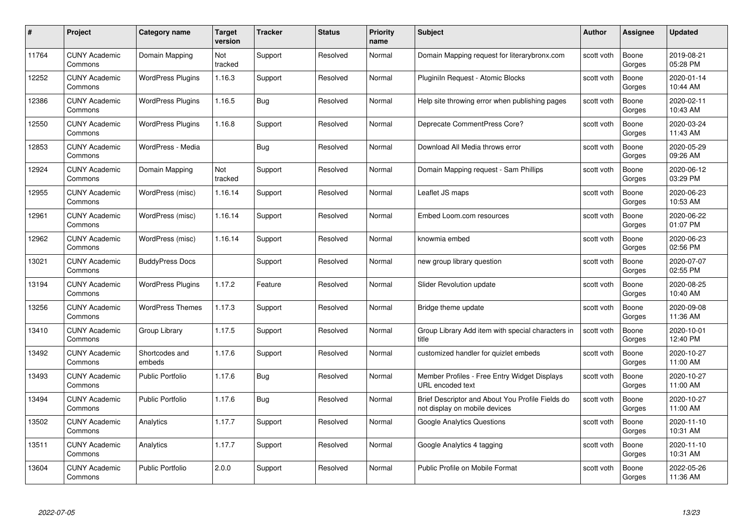| # | Project | Category name | Target version | Tracker | Status | Priority name | Subject | Author | Assignee | Updated |
|---|---|---|---|---|---|---|---|---|---|---|
| 11764 | CUNY Academic Commons | Domain Mapping | Not tracked | Support | Resolved | Normal | Domain Mapping request for literarybronx.com | scott voth | Boone Gorges | 2019-08-21 05:28 PM |
| 12252 | CUNY Academic Commons | WordPress Plugins | 1.16.3 | Support | Resolved | Normal | Pluginiln Request - Atomic Blocks | scott voth | Boone Gorges | 2020-01-14 10:44 AM |
| 12386 | CUNY Academic Commons | WordPress Plugins | 1.16.5 | Bug | Resolved | Normal | Help site throwing error when publishing pages | scott voth | Boone Gorges | 2020-02-11 10:43 AM |
| 12550 | CUNY Academic Commons | WordPress Plugins | 1.16.8 | Support | Resolved | Normal | Deprecate CommentPress Core? | scott voth | Boone Gorges | 2020-03-24 11:43 AM |
| 12853 | CUNY Academic Commons | WordPress - Media | | Bug | Resolved | Normal | Download All Media throws error | scott voth | Boone Gorges | 2020-05-29 09:26 AM |
| 12924 | CUNY Academic Commons | Domain Mapping | Not tracked | Support | Resolved | Normal | Domain Mapping request - Sam Phillips | scott voth | Boone Gorges | 2020-06-12 03:29 PM |
| 12955 | CUNY Academic Commons | WordPress (misc) | 1.16.14 | Support | Resolved | Normal | Leaflet JS maps | scott voth | Boone Gorges | 2020-06-23 10:53 AM |
| 12961 | CUNY Academic Commons | WordPress (misc) | 1.16.14 | Support | Resolved | Normal | Embed Loom.com resources | scott voth | Boone Gorges | 2020-06-22 01:07 PM |
| 12962 | CUNY Academic Commons | WordPress (misc) | 1.16.14 | Support | Resolved | Normal | knowmia embed | scott voth | Boone Gorges | 2020-06-23 02:56 PM |
| 13021 | CUNY Academic Commons | BuddyPress Docs | | Support | Resolved | Normal | new group library question | scott voth | Boone Gorges | 2020-07-07 02:55 PM |
| 13194 | CUNY Academic Commons | WordPress Plugins | 1.17.2 | Feature | Resolved | Normal | Slider Revolution update | scott voth | Boone Gorges | 2020-08-25 10:40 AM |
| 13256 | CUNY Academic Commons | WordPress Themes | 1.17.3 | Support | Resolved | Normal | Bridge theme update | scott voth | Boone Gorges | 2020-09-08 11:36 AM |
| 13410 | CUNY Academic Commons | Group Library | 1.17.5 | Support | Resolved | Normal | Group Library Add item with special characters in title | scott voth | Boone Gorges | 2020-10-01 12:40 PM |
| 13492 | CUNY Academic Commons | Shortcodes and embeds | 1.17.6 | Support | Resolved | Normal | customized handler for quizlet embeds | scott voth | Boone Gorges | 2020-10-27 11:00 AM |
| 13493 | CUNY Academic Commons | Public Portfolio | 1.17.6 | Bug | Resolved | Normal | Member Profiles - Free Entry Widget Displays URL encoded text | scott voth | Boone Gorges | 2020-10-27 11:00 AM |
| 13494 | CUNY Academic Commons | Public Portfolio | 1.17.6 | Bug | Resolved | Normal | Brief Descriptor and About You Profile Fields do not display on mobile devices | scott voth | Boone Gorges | 2020-10-27 11:00 AM |
| 13502 | CUNY Academic Commons | Analytics | 1.17.7 | Support | Resolved | Normal | Google Analytics Questions | scott voth | Boone Gorges | 2020-11-10 10:31 AM |
| 13511 | CUNY Academic Commons | Analytics | 1.17.7 | Support | Resolved | Normal | Google Analytics 4 tagging | scott voth | Boone Gorges | 2020-11-10 10:31 AM |
| 13604 | CUNY Academic Commons | Public Portfolio | 2.0.0 | Support | Resolved | Normal | Public Profile on Mobile Format | scott voth | Boone Gorges | 2022-05-26 11:36 AM |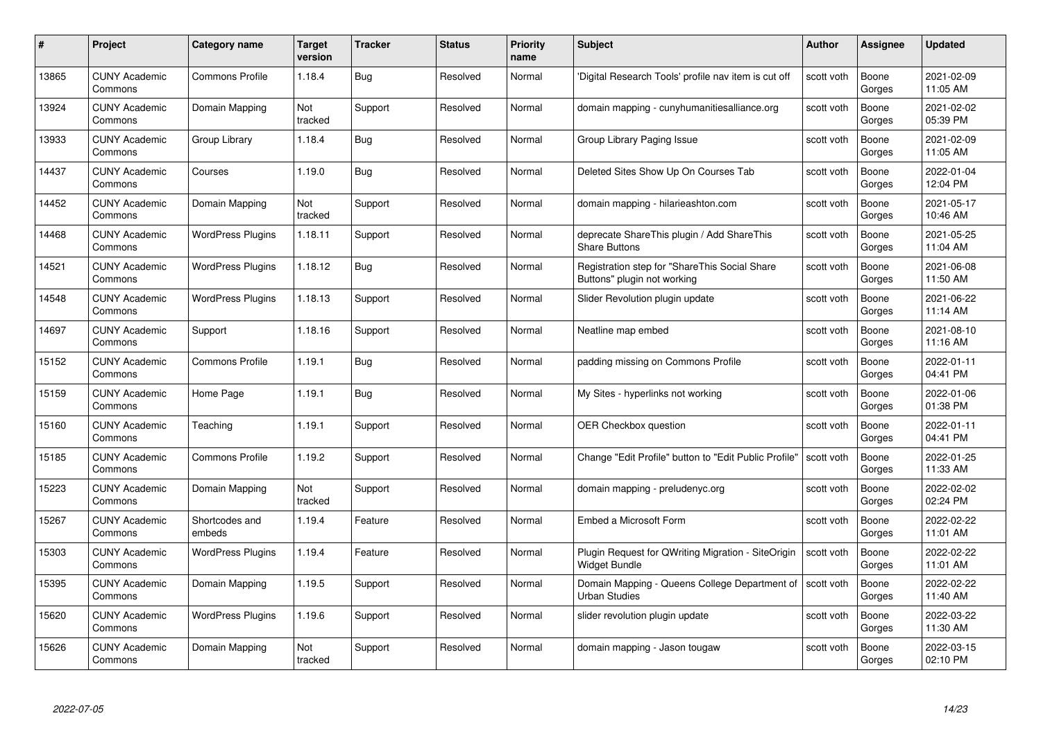| # | Project | Category name | Target version | Tracker | Status | Priority name | Subject | Author | Assignee | Updated |
|---|---|---|---|---|---|---|---|---|---|---|
| 13865 | CUNY Academic Commons | Commons Profile | 1.18.4 | Bug | Resolved | Normal | 'Digital Research Tools' profile nav item is cut off | scott voth | Boone Gorges | 2021-02-09 11:05 AM |
| 13924 | CUNY Academic Commons | Domain Mapping | Not tracked | Support | Resolved | Normal | domain mapping - cunyhumanitiesalliance.org | scott voth | Boone Gorges | 2021-02-02 05:39 PM |
| 13933 | CUNY Academic Commons | Group Library | 1.18.4 | Bug | Resolved | Normal | Group Library Paging Issue | scott voth | Boone Gorges | 2021-02-09 11:05 AM |
| 14437 | CUNY Academic Commons | Courses | 1.19.0 | Bug | Resolved | Normal | Deleted Sites Show Up On Courses Tab | scott voth | Boone Gorges | 2022-01-04 12:04 PM |
| 14452 | CUNY Academic Commons | Domain Mapping | Not tracked | Support | Resolved | Normal | domain mapping - hilarieashton.com | scott voth | Boone Gorges | 2021-05-17 10:46 AM |
| 14468 | CUNY Academic Commons | WordPress Plugins | 1.18.11 | Support | Resolved | Normal | deprecate ShareThis plugin / Add ShareThis Share Buttons | scott voth | Boone Gorges | 2021-05-25 11:04 AM |
| 14521 | CUNY Academic Commons | WordPress Plugins | 1.18.12 | Bug | Resolved | Normal | Registration step for "ShareThis Social Share Buttons" plugin not working | scott voth | Boone Gorges | 2021-06-08 11:50 AM |
| 14548 | CUNY Academic Commons | WordPress Plugins | 1.18.13 | Support | Resolved | Normal | Slider Revolution plugin update | scott voth | Boone Gorges | 2021-06-22 11:14 AM |
| 14697 | CUNY Academic Commons | Support | 1.18.16 | Support | Resolved | Normal | Neatline map embed | scott voth | Boone Gorges | 2021-08-10 11:16 AM |
| 15152 | CUNY Academic Commons | Commons Profile | 1.19.1 | Bug | Resolved | Normal | padding missing on Commons Profile | scott voth | Boone Gorges | 2022-01-11 04:41 PM |
| 15159 | CUNY Academic Commons | Home Page | 1.19.1 | Bug | Resolved | Normal | My Sites - hyperlinks not working | scott voth | Boone Gorges | 2022-01-06 01:38 PM |
| 15160 | CUNY Academic Commons | Teaching | 1.19.1 | Support | Resolved | Normal | OER Checkbox question | scott voth | Boone Gorges | 2022-01-11 04:41 PM |
| 15185 | CUNY Academic Commons | Commons Profile | 1.19.2 | Support | Resolved | Normal | Change "Edit Profile" button to "Edit Public Profile" | scott voth | Boone Gorges | 2022-01-25 11:33 AM |
| 15223 | CUNY Academic Commons | Domain Mapping | Not tracked | Support | Resolved | Normal | domain mapping - preludenyc.org | scott voth | Boone Gorges | 2022-02-02 02:24 PM |
| 15267 | CUNY Academic Commons | Shortcodes and embeds | 1.19.4 | Feature | Resolved | Normal | Embed a Microsoft Form | scott voth | Boone Gorges | 2022-02-22 11:01 AM |
| 15303 | CUNY Academic Commons | WordPress Plugins | 1.19.4 | Feature | Resolved | Normal | Plugin Request for QWriting Migration - SiteOrigin Widget Bundle | scott voth | Boone Gorges | 2022-02-22 11:01 AM |
| 15395 | CUNY Academic Commons | Domain Mapping | 1.19.5 | Support | Resolved | Normal | Domain Mapping - Queens College Department of Urban Studies | scott voth | Boone Gorges | 2022-02-22 11:40 AM |
| 15620 | CUNY Academic Commons | WordPress Plugins | 1.19.6 | Support | Resolved | Normal | slider revolution plugin update | scott voth | Boone Gorges | 2022-03-22 11:30 AM |
| 15626 | CUNY Academic Commons | Domain Mapping | Not tracked | Support | Resolved | Normal | domain mapping - Jason tougaw | scott voth | Boone Gorges | 2022-03-15 02:10 PM |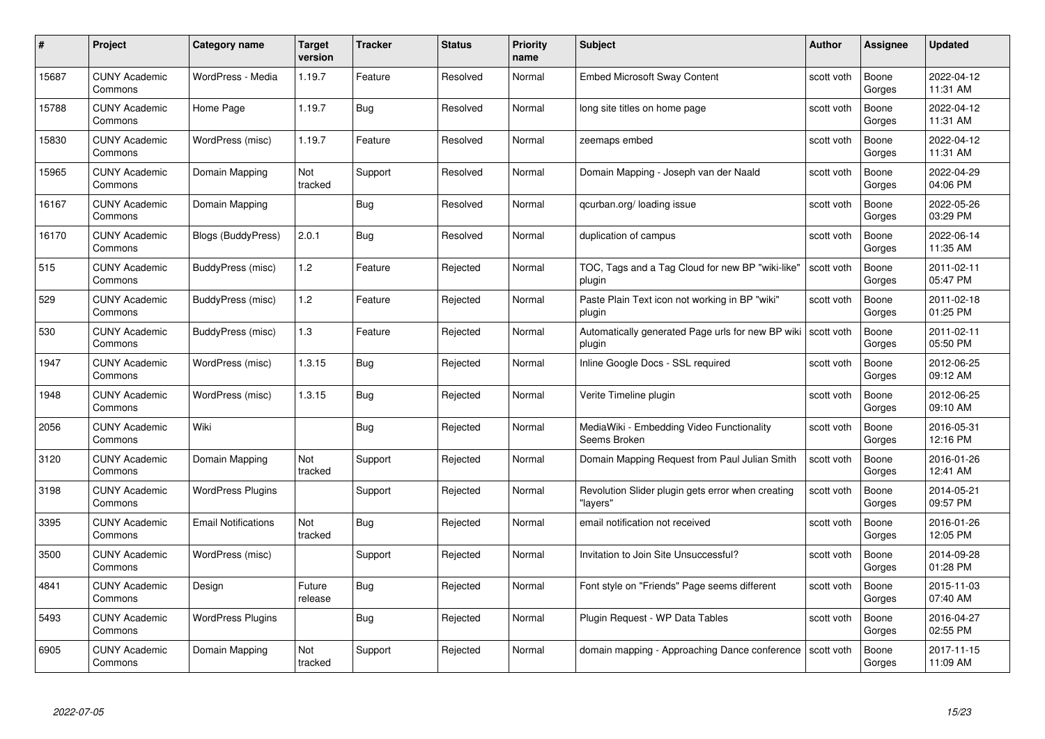| # | Project | Category name | Target version | Tracker | Status | Priority name | Subject | Author | Assignee | Updated |
|---|---|---|---|---|---|---|---|---|---|---|
| 15687 | CUNY Academic Commons | WordPress - Media | 1.19.7 | Feature | Resolved | Normal | Embed Microsoft Sway Content | scott voth | Boone Gorges | 2022-04-12 11:31 AM |
| 15788 | CUNY Academic Commons | Home Page | 1.19.7 | Bug | Resolved | Normal | long site titles on home page | scott voth | Boone Gorges | 2022-04-12 11:31 AM |
| 15830 | CUNY Academic Commons | WordPress (misc) | 1.19.7 | Feature | Resolved | Normal | zeemaps embed | scott voth | Boone Gorges | 2022-04-12 11:31 AM |
| 15965 | CUNY Academic Commons | Domain Mapping | Not tracked | Support | Resolved | Normal | Domain Mapping - Joseph van der Naald | scott voth | Boone Gorges | 2022-04-29 04:06 PM |
| 16167 | CUNY Academic Commons | Domain Mapping | | Bug | Resolved | Normal | qcurban.org/ loading issue | scott voth | Boone Gorges | 2022-05-26 03:29 PM |
| 16170 | CUNY Academic Commons | Blogs (BuddyPress) | 2.0.1 | Bug | Resolved | Normal | duplication of campus | scott voth | Boone Gorges | 2022-06-14 11:35 AM |
| 515 | CUNY Academic Commons | BuddyPress (misc) | 1.2 | Feature | Rejected | Normal | TOC, Tags and a Tag Cloud for new BP "wiki-like" plugin | scott voth | Boone Gorges | 2011-02-11 05:47 PM |
| 529 | CUNY Academic Commons | BuddyPress (misc) | 1.2 | Feature | Rejected | Normal | Paste Plain Text icon not working in BP "wiki" plugin | scott voth | Boone Gorges | 2011-02-18 01:25 PM |
| 530 | CUNY Academic Commons | BuddyPress (misc) | 1.3 | Feature | Rejected | Normal | Automatically generated Page urls for new BP wiki plugin | scott voth | Boone Gorges | 2011-02-11 05:50 PM |
| 1947 | CUNY Academic Commons | WordPress (misc) | 1.3.15 | Bug | Rejected | Normal | Inline Google Docs - SSL required | scott voth | Boone Gorges | 2012-06-25 09:12 AM |
| 1948 | CUNY Academic Commons | WordPress (misc) | 1.3.15 | Bug | Rejected | Normal | Verite Timeline plugin | scott voth | Boone Gorges | 2012-06-25 09:10 AM |
| 2056 | CUNY Academic Commons | Wiki | | Bug | Rejected | Normal | MediaWiki - Embedding Video Functionality Seems Broken | scott voth | Boone Gorges | 2016-05-31 12:16 PM |
| 3120 | CUNY Academic Commons | Domain Mapping | Not tracked | Support | Rejected | Normal | Domain Mapping Request from Paul Julian Smith | scott voth | Boone Gorges | 2016-01-26 12:41 AM |
| 3198 | CUNY Academic Commons | WordPress Plugins | | Support | Rejected | Normal | Revolution Slider plugin gets error when creating "layers" | scott voth | Boone Gorges | 2014-05-21 09:57 PM |
| 3395 | CUNY Academic Commons | Email Notifications | Not tracked | Bug | Rejected | Normal | email notification not received | scott voth | Boone Gorges | 2016-01-26 12:05 PM |
| 3500 | CUNY Academic Commons | WordPress (misc) | | Support | Rejected | Normal | Invitation to Join Site Unsuccessful? | scott voth | Boone Gorges | 2014-09-28 01:28 PM |
| 4841 | CUNY Academic Commons | Design | Future release | Bug | Rejected | Normal | Font style on "Friends" Page seems different | scott voth | Boone Gorges | 2015-11-03 07:40 AM |
| 5493 | CUNY Academic Commons | WordPress Plugins | | Bug | Rejected | Normal | Plugin Request - WP Data Tables | scott voth | Boone Gorges | 2016-04-27 02:55 PM |
| 6905 | CUNY Academic Commons | Domain Mapping | Not tracked | Support | Rejected | Normal | domain mapping - Approaching Dance conference | scott voth | Boone Gorges | 2017-11-15 11:09 AM |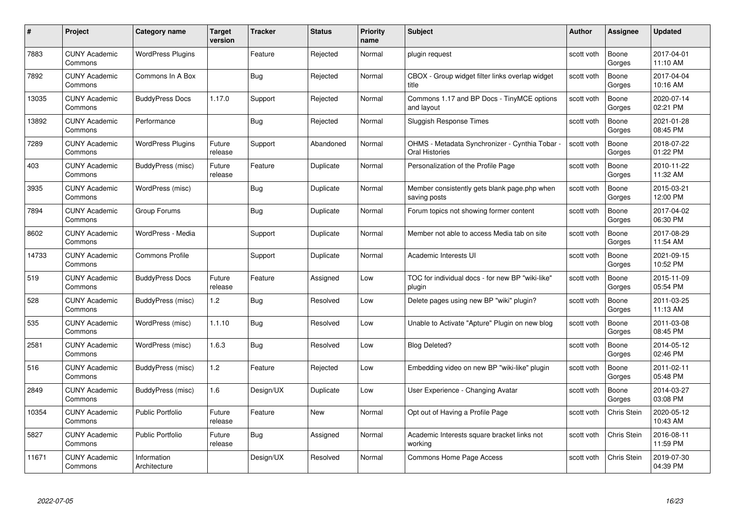| # | Project | Category name | Target version | Tracker | Status | Priority name | Subject | Author | Assignee | Updated |
|---|---|---|---|---|---|---|---|---|---|---|
| 7883 | CUNY Academic Commons | WordPress Plugins | | Feature | Rejected | Normal | plugin request | scott voth | Boone Gorges | 2017-04-01 11:10 AM |
| 7892 | CUNY Academic Commons | Commons In A Box | | Bug | Rejected | Normal | CBOX - Group widget filter links overlap widget title | scott voth | Boone Gorges | 2017-04-04 10:16 AM |
| 13035 | CUNY Academic Commons | BuddyPress Docs | 1.17.0 | Support | Rejected | Normal | Commons 1.17 and BP Docs - TinyMCE options and layout | scott voth | Boone Gorges | 2020-07-14 02:21 PM |
| 13892 | CUNY Academic Commons | Performance | | Bug | Rejected | Normal | Sluggish Response Times | scott voth | Boone Gorges | 2021-01-28 08:45 PM |
| 7289 | CUNY Academic Commons | WordPress Plugins | Future release | Support | Abandoned | Normal | OHMS - Metadata Synchronizer - Cynthia Tobar - Oral Histories | scott voth | Boone Gorges | 2018-07-22 01:22 PM |
| 403 | CUNY Academic Commons | BuddyPress (misc) | Future release | Feature | Duplicate | Normal | Personalization of the Profile Page | scott voth | Boone Gorges | 2010-11-22 11:32 AM |
| 3935 | CUNY Academic Commons | WordPress (misc) | | Bug | Duplicate | Normal | Member consistently gets blank page.php when saving posts | scott voth | Boone Gorges | 2015-03-21 12:00 PM |
| 7894 | CUNY Academic Commons | Group Forums | | Bug | Duplicate | Normal | Forum topics not showing former content | scott voth | Boone Gorges | 2017-04-02 06:30 PM |
| 8602 | CUNY Academic Commons | WordPress - Media | | Support | Duplicate | Normal | Member not able to access Media tab on site | scott voth | Boone Gorges | 2017-08-29 11:54 AM |
| 14733 | CUNY Academic Commons | Commons Profile | | Support | Duplicate | Normal | Academic Interests UI | scott voth | Boone Gorges | 2021-09-15 10:52 PM |
| 519 | CUNY Academic Commons | BuddyPress Docs | Future release | Feature | Assigned | Low | TOC for individual docs - for new BP "wiki-like" plugin | scott voth | Boone Gorges | 2015-11-09 05:54 PM |
| 528 | CUNY Academic Commons | BuddyPress (misc) | 1.2 | Bug | Resolved | Low | Delete pages using new BP "wiki" plugin? | scott voth | Boone Gorges | 2011-03-25 11:13 AM |
| 535 | CUNY Academic Commons | WordPress (misc) | 1.1.10 | Bug | Resolved | Low | Unable to Activate "Apture" Plugin on new blog | scott voth | Boone Gorges | 2011-03-08 08:45 PM |
| 2581 | CUNY Academic Commons | WordPress (misc) | 1.6.3 | Bug | Resolved | Low | Blog Deleted? | scott voth | Boone Gorges | 2014-05-12 02:46 PM |
| 516 | CUNY Academic Commons | BuddyPress (misc) | 1.2 | Feature | Rejected | Low | Embedding video on new BP "wiki-like" plugin | scott voth | Boone Gorges | 2011-02-11 05:48 PM |
| 2849 | CUNY Academic Commons | BuddyPress (misc) | 1.6 | Design/UX | Duplicate | Low | User Experience - Changing Avatar | scott voth | Boone Gorges | 2014-03-27 03:08 PM |
| 10354 | CUNY Academic Commons | Public Portfolio | Future release | Feature | New | Normal | Opt out of Having a Profile Page | scott voth | Chris Stein | 2020-05-12 10:43 AM |
| 5827 | CUNY Academic Commons | Public Portfolio | Future release | Bug | Assigned | Normal | Academic Interests square bracket links not working | scott voth | Chris Stein | 2016-08-11 11:59 PM |
| 11671 | CUNY Academic Commons | Information Architecture | | Design/UX | Resolved | Normal | Commons Home Page Access | scott voth | Chris Stein | 2019-07-30 04:39 PM |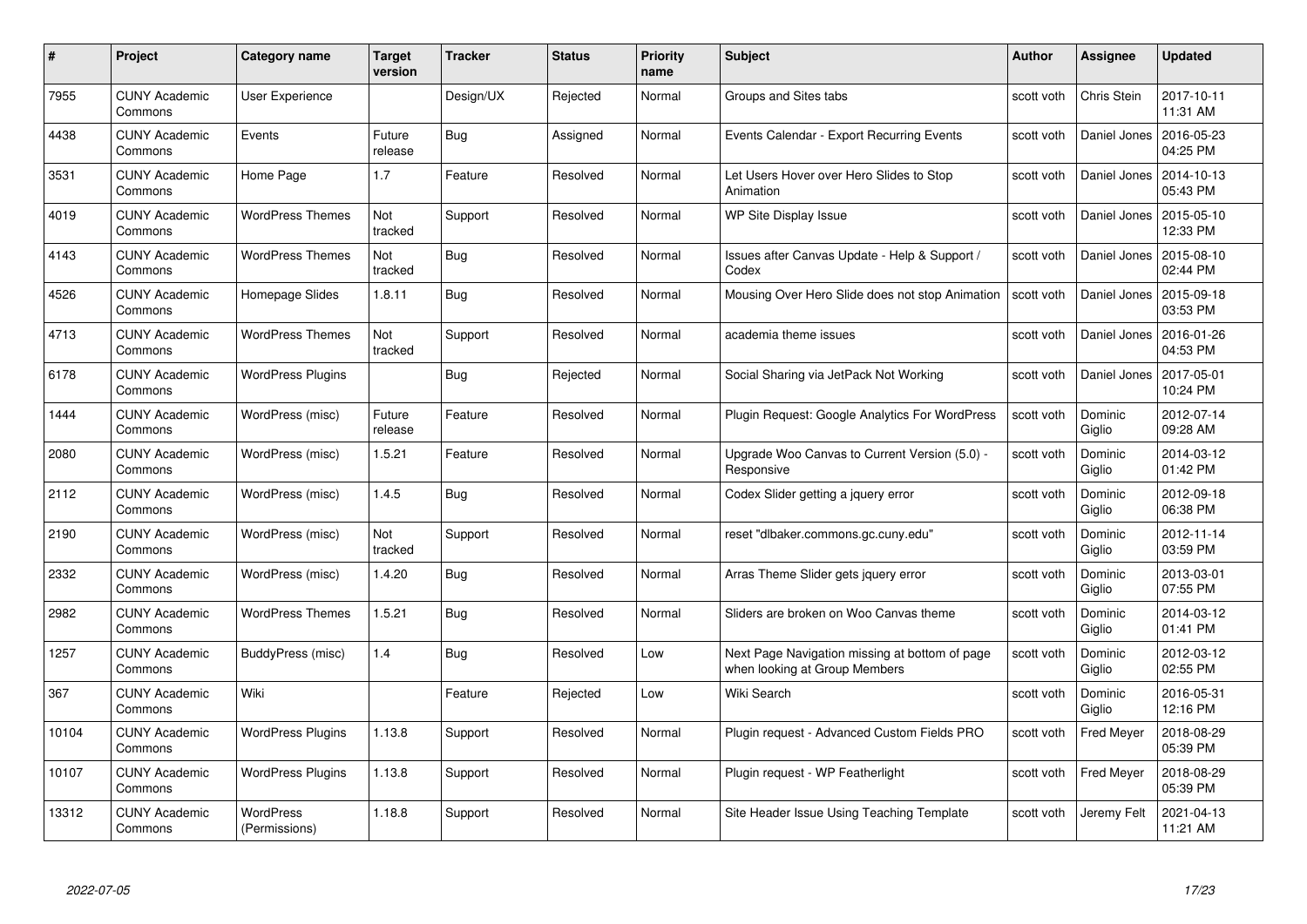| # | Project | Category name | Target version | Tracker | Status | Priority name | Subject | Author | Assignee | Updated |
|---|---|---|---|---|---|---|---|---|---|---|
| 7955 | CUNY Academic Commons | User Experience | | Design/UX | Rejected | Normal | Groups and Sites tabs | scott voth | Chris Stein | 2017-10-11 11:31 AM |
| 4438 | CUNY Academic Commons | Events | Future release | Bug | Assigned | Normal | Events Calendar - Export Recurring Events | scott voth | Daniel Jones | 2016-05-23 04:25 PM |
| 3531 | CUNY Academic Commons | Home Page | 1.7 | Feature | Resolved | Normal | Let Users Hover over Hero Slides to Stop Animation | scott voth | Daniel Jones | 2014-10-13 05:43 PM |
| 4019 | CUNY Academic Commons | WordPress Themes | Not tracked | Support | Resolved | Normal | WP Site Display Issue | scott voth | Daniel Jones | 2015-05-10 12:33 PM |
| 4143 | CUNY Academic Commons | WordPress Themes | Not tracked | Bug | Resolved | Normal | Issues after Canvas Update - Help & Support / Codex | scott voth | Daniel Jones | 2015-08-10 02:44 PM |
| 4526 | CUNY Academic Commons | Homepage Slides | 1.8.11 | Bug | Resolved | Normal | Mousing Over Hero Slide does not stop Animation | scott voth | Daniel Jones | 2015-09-18 03:53 PM |
| 4713 | CUNY Academic Commons | WordPress Themes | Not tracked | Support | Resolved | Normal | academia theme issues | scott voth | Daniel Jones | 2016-01-26 04:53 PM |
| 6178 | CUNY Academic Commons | WordPress Plugins | | Bug | Rejected | Normal | Social Sharing via JetPack Not Working | scott voth | Daniel Jones | 2017-05-01 10:24 PM |
| 1444 | CUNY Academic Commons | WordPress (misc) | Future release | Feature | Resolved | Normal | Plugin Request: Google Analytics For WordPress | scott voth | Dominic Giglio | 2012-07-14 09:28 AM |
| 2080 | CUNY Academic Commons | WordPress (misc) | 1.5.21 | Feature | Resolved | Normal | Upgrade Woo Canvas to Current Version (5.0) - Responsive | scott voth | Dominic Giglio | 2014-03-12 01:42 PM |
| 2112 | CUNY Academic Commons | WordPress (misc) | 1.4.5 | Bug | Resolved | Normal | Codex Slider getting a jquery error | scott voth | Dominic Giglio | 2012-09-18 06:38 PM |
| 2190 | CUNY Academic Commons | WordPress (misc) | Not tracked | Support | Resolved | Normal | reset "dlbaker.commons.gc.cuny.edu" | scott voth | Dominic Giglio | 2012-11-14 03:59 PM |
| 2332 | CUNY Academic Commons | WordPress (misc) | 1.4.20 | Bug | Resolved | Normal | Arras Theme Slider gets jquery error | scott voth | Dominic Giglio | 2013-03-01 07:55 PM |
| 2982 | CUNY Academic Commons | WordPress Themes | 1.5.21 | Bug | Resolved | Normal | Sliders are broken on Woo Canvas theme | scott voth | Dominic Giglio | 2014-03-12 01:41 PM |
| 1257 | CUNY Academic Commons | BuddyPress (misc) | 1.4 | Bug | Resolved | Low | Next Page Navigation missing at bottom of page when looking at Group Members | scott voth | Dominic Giglio | 2012-03-12 02:55 PM |
| 367 | CUNY Academic Commons | Wiki | | Feature | Rejected | Low | Wiki Search | scott voth | Dominic Giglio | 2016-05-31 12:16 PM |
| 10104 | CUNY Academic Commons | WordPress Plugins | 1.13.8 | Support | Resolved | Normal | Plugin request - Advanced Custom Fields PRO | scott voth | Fred Meyer | 2018-08-29 05:39 PM |
| 10107 | CUNY Academic Commons | WordPress Plugins | 1.13.8 | Support | Resolved | Normal | Plugin request - WP Featherlight | scott voth | Fred Meyer | 2018-08-29 05:39 PM |
| 13312 | CUNY Academic Commons | WordPress (Permissions) | 1.18.8 | Support | Resolved | Normal | Site Header Issue Using Teaching Template | scott voth | Jeremy Felt | 2021-04-13 11:21 AM |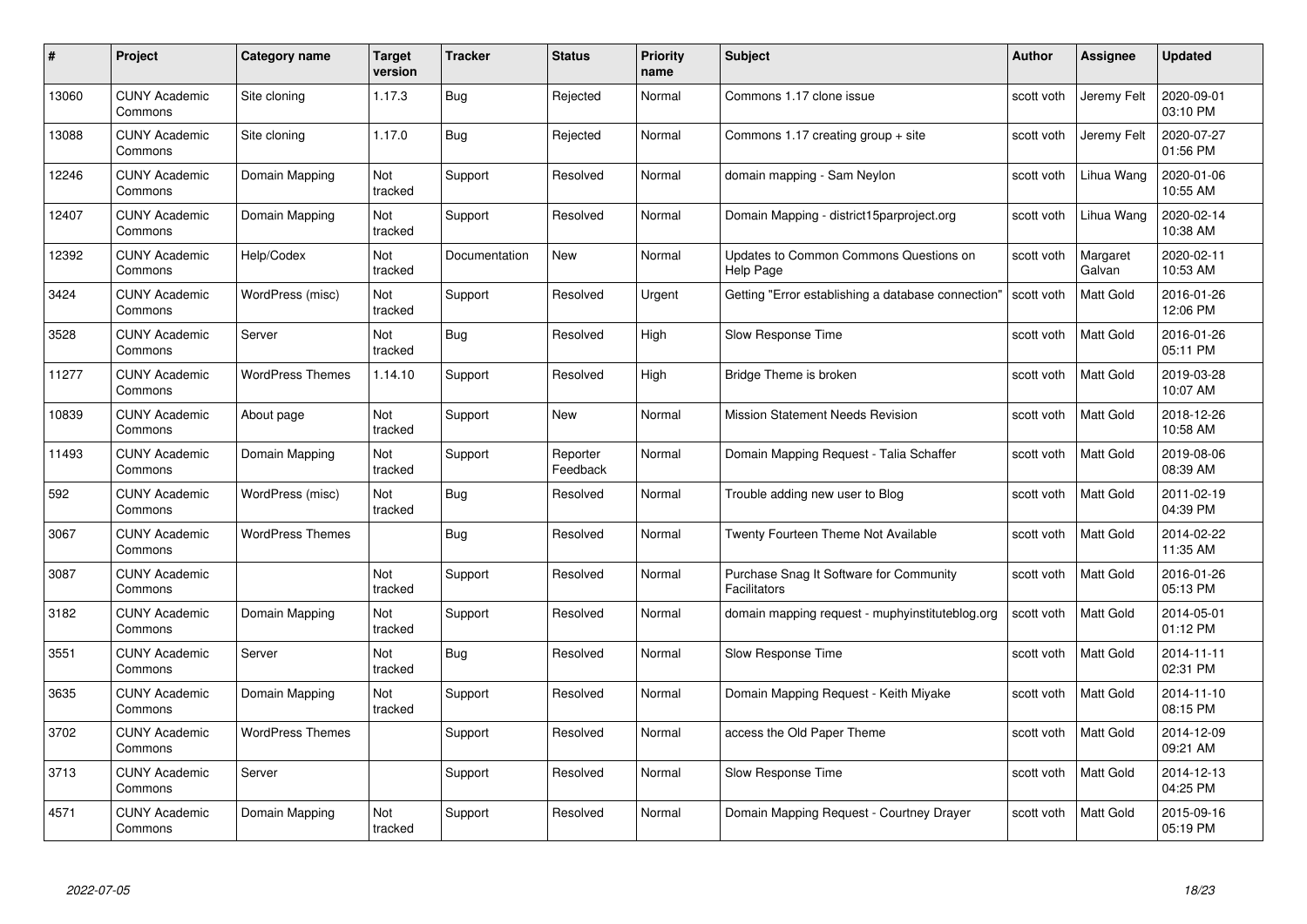| # | Project | Category name | Target version | Tracker | Status | Priority name | Subject | Author | Assignee | Updated |
|---|---|---|---|---|---|---|---|---|---|---|
| 13060 | CUNY Academic Commons | Site cloning | 1.17.3 | Bug | Rejected | Normal | Commons 1.17 clone issue | scott voth | Jeremy Felt | 2020-09-01 03:10 PM |
| 13088 | CUNY Academic Commons | Site cloning | 1.17.0 | Bug | Rejected | Normal | Commons 1.17 creating group + site | scott voth | Jeremy Felt | 2020-07-27 01:56 PM |
| 12246 | CUNY Academic Commons | Domain Mapping | Not tracked | Support | Resolved | Normal | domain mapping - Sam Neylon | scott voth | Lihua Wang | 2020-01-06 10:55 AM |
| 12407 | CUNY Academic Commons | Domain Mapping | Not tracked | Support | Resolved | Normal | Domain Mapping - district15parproject.org | scott voth | Lihua Wang | 2020-02-14 10:38 AM |
| 12392 | CUNY Academic Commons | Help/Codex | Not tracked | Documentation | New | Normal | Updates to Common Commons Questions on Help Page | scott voth | Margaret Galvan | 2020-02-11 10:53 AM |
| 3424 | CUNY Academic Commons | WordPress (misc) | Not tracked | Support | Resolved | Urgent | Getting "Error establishing a database connection" | scott voth | Matt Gold | 2016-01-26 12:06 PM |
| 3528 | CUNY Academic Commons | Server | Not tracked | Bug | Resolved | High | Slow Response Time | scott voth | Matt Gold | 2016-01-26 05:11 PM |
| 11277 | CUNY Academic Commons | WordPress Themes | 1.14.10 | Support | Resolved | High | Bridge Theme is broken | scott voth | Matt Gold | 2019-03-28 10:07 AM |
| 10839 | CUNY Academic Commons | About page | Not tracked | Support | New | Normal | Mission Statement Needs Revision | scott voth | Matt Gold | 2018-12-26 10:58 AM |
| 11493 | CUNY Academic Commons | Domain Mapping | Not tracked | Support | Reporter Feedback | Normal | Domain Mapping Request - Talia Schaffer | scott voth | Matt Gold | 2019-08-06 08:39 AM |
| 592 | CUNY Academic Commons | WordPress (misc) | Not tracked | Bug | Resolved | Normal | Trouble adding new user to Blog | scott voth | Matt Gold | 2011-02-19 04:39 PM |
| 3067 | CUNY Academic Commons | WordPress Themes | | Bug | Resolved | Normal | Twenty Fourteen Theme Not Available | scott voth | Matt Gold | 2014-02-22 11:35 AM |
| 3087 | CUNY Academic Commons | | Not tracked | Support | Resolved | Normal | Purchase Snag It Software for Community Facilitators | scott voth | Matt Gold | 2016-01-26 05:13 PM |
| 3182 | CUNY Academic Commons | Domain Mapping | Not tracked | Support | Resolved | Normal | domain mapping request - muphyinstituteblog.org | scott voth | Matt Gold | 2014-05-01 01:12 PM |
| 3551 | CUNY Academic Commons | Server | Not tracked | Bug | Resolved | Normal | Slow Response Time | scott voth | Matt Gold | 2014-11-11 02:31 PM |
| 3635 | CUNY Academic Commons | Domain Mapping | Not tracked | Support | Resolved | Normal | Domain Mapping Request - Keith Miyake | scott voth | Matt Gold | 2014-11-10 08:15 PM |
| 3702 | CUNY Academic Commons | WordPress Themes | | Support | Resolved | Normal | access the Old Paper Theme | scott voth | Matt Gold | 2014-12-09 09:21 AM |
| 3713 | CUNY Academic Commons | Server | | Support | Resolved | Normal | Slow Response Time | scott voth | Matt Gold | 2014-12-13 04:25 PM |
| 4571 | CUNY Academic Commons | Domain Mapping | Not tracked | Support | Resolved | Normal | Domain Mapping Request - Courtney Drayer | scott voth | Matt Gold | 2015-09-16 05:19 PM |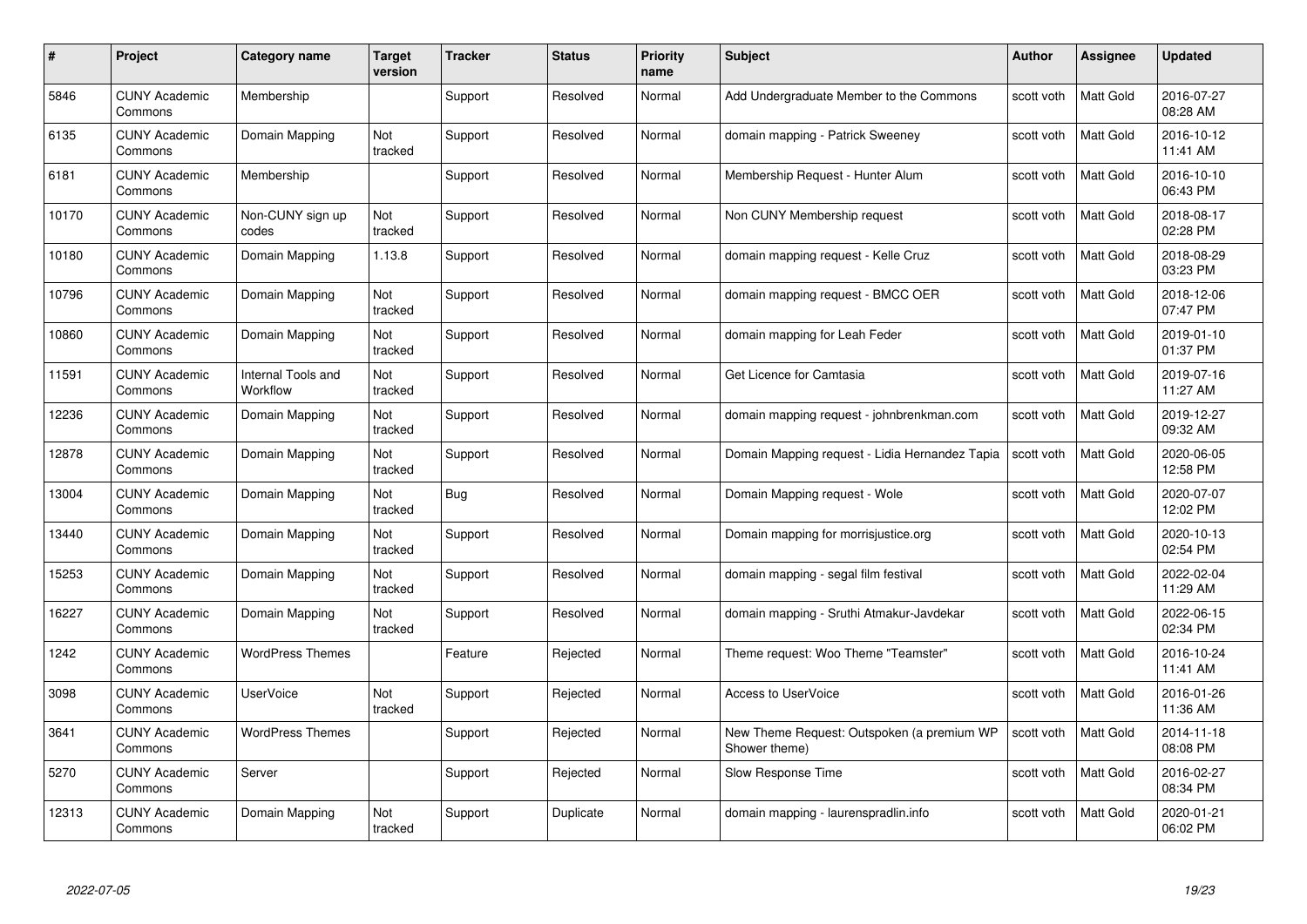| # | Project | Category name | Target version | Tracker | Status | Priority name | Subject | Author | Assignee | Updated |
|---|---|---|---|---|---|---|---|---|---|---|
| 5846 | CUNY Academic Commons | Membership | | Support | Resolved | Normal | Add Undergraduate Member to the Commons | scott voth | Matt Gold | 2016-07-27 08:28 AM |
| 6135 | CUNY Academic Commons | Domain Mapping | Not tracked | Support | Resolved | Normal | domain mapping - Patrick Sweeney | scott voth | Matt Gold | 2016-10-12 11:41 AM |
| 6181 | CUNY Academic Commons | Membership | | Support | Resolved | Normal | Membership Request - Hunter Alum | scott voth | Matt Gold | 2016-10-10 06:43 PM |
| 10170 | CUNY Academic Commons | Non-CUNY sign up codes | Not tracked | Support | Resolved | Normal | Non CUNY Membership request | scott voth | Matt Gold | 2018-08-17 02:28 PM |
| 10180 | CUNY Academic Commons | Domain Mapping | 1.13.8 | Support | Resolved | Normal | domain mapping request - Kelle Cruz | scott voth | Matt Gold | 2018-08-29 03:23 PM |
| 10796 | CUNY Academic Commons | Domain Mapping | Not tracked | Support | Resolved | Normal | domain mapping request - BMCC OER | scott voth | Matt Gold | 2018-12-06 07:47 PM |
| 10860 | CUNY Academic Commons | Domain Mapping | Not tracked | Support | Resolved | Normal | domain mapping for Leah Feder | scott voth | Matt Gold | 2019-01-10 01:37 PM |
| 11591 | CUNY Academic Commons | Internal Tools and Workflow | Not tracked | Support | Resolved | Normal | Get Licence for Camtasia | scott voth | Matt Gold | 2019-07-16 11:27 AM |
| 12236 | CUNY Academic Commons | Domain Mapping | Not tracked | Support | Resolved | Normal | domain mapping request - johnbrenkman.com | scott voth | Matt Gold | 2019-12-27 09:32 AM |
| 12878 | CUNY Academic Commons | Domain Mapping | Not tracked | Support | Resolved | Normal | Domain Mapping request - Lidia Hernandez Tapia | scott voth | Matt Gold | 2020-06-05 12:58 PM |
| 13004 | CUNY Academic Commons | Domain Mapping | Not tracked | Bug | Resolved | Normal | Domain Mapping request - Wole | scott voth | Matt Gold | 2020-07-07 12:02 PM |
| 13440 | CUNY Academic Commons | Domain Mapping | Not tracked | Support | Resolved | Normal | Domain mapping for morrisjustice.org | scott voth | Matt Gold | 2020-10-13 02:54 PM |
| 15253 | CUNY Academic Commons | Domain Mapping | Not tracked | Support | Resolved | Normal | domain mapping - segal film festival | scott voth | Matt Gold | 2022-02-04 11:29 AM |
| 16227 | CUNY Academic Commons | Domain Mapping | Not tracked | Support | Resolved | Normal | domain mapping - Sruthi Atmakur-Javdekar | scott voth | Matt Gold | 2022-06-15 02:34 PM |
| 1242 | CUNY Academic Commons | WordPress Themes | | Feature | Rejected | Normal | Theme request: Woo Theme "Teamster" | scott voth | Matt Gold | 2016-10-24 11:41 AM |
| 3098 | CUNY Academic Commons | UserVoice | Not tracked | Support | Rejected | Normal | Access to UserVoice | scott voth | Matt Gold | 2016-01-26 11:36 AM |
| 3641 | CUNY Academic Commons | WordPress Themes | | Support | Rejected | Normal | New Theme Request: Outspoken (a premium WP Shower theme) | scott voth | Matt Gold | 2014-11-18 08:08 PM |
| 5270 | CUNY Academic Commons | Server | | Support | Rejected | Normal | Slow Response Time | scott voth | Matt Gold | 2016-02-27 08:34 PM |
| 12313 | CUNY Academic Commons | Domain Mapping | Not tracked | Support | Duplicate | Normal | domain mapping - laurenspradlin.info | scott voth | Matt Gold | 2020-01-21 06:02 PM |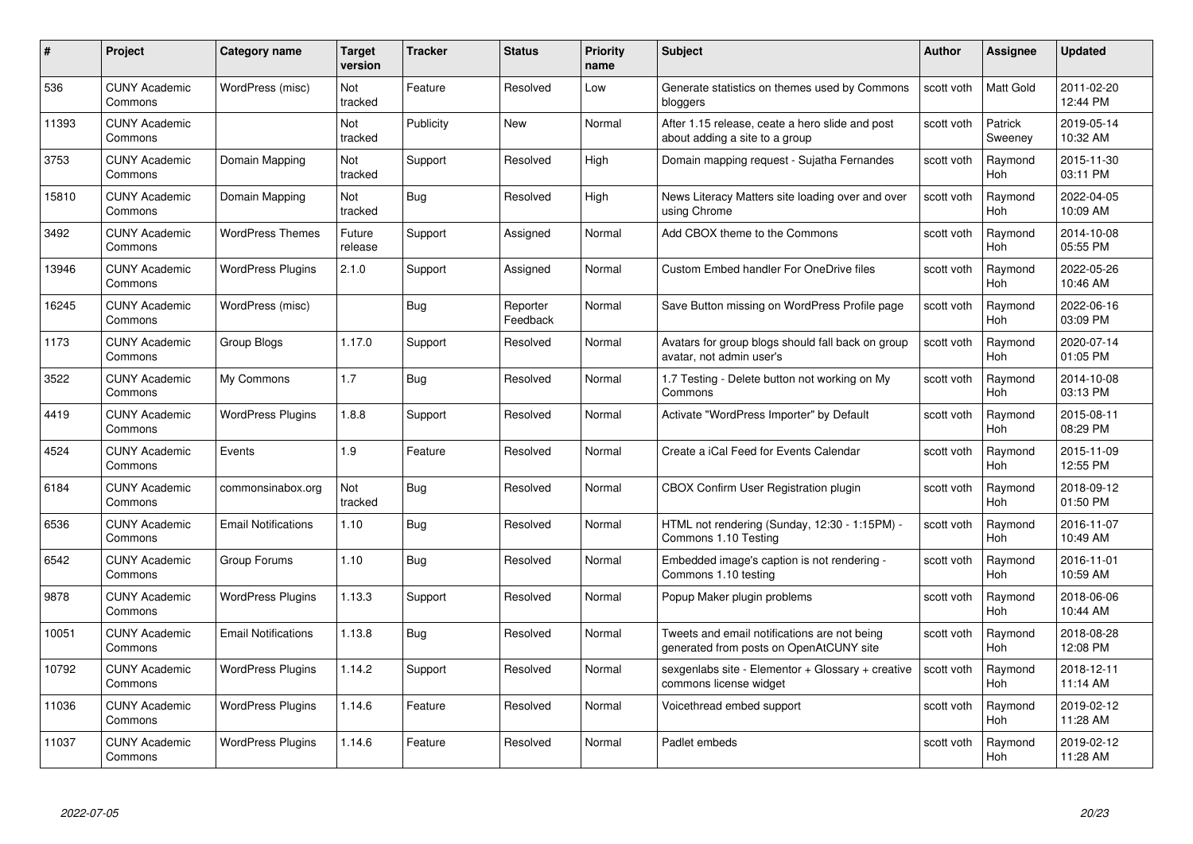| # | Project | Category name | Target version | Tracker | Status | Priority name | Subject | Author | Assignee | Updated |
|---|---|---|---|---|---|---|---|---|---|---|
| 536 | CUNY Academic Commons | WordPress (misc) | Not tracked | Feature | Resolved | Low | Generate statistics on themes used by Commons bloggers | scott voth | Matt Gold | 2011-02-20 12:44 PM |
| 11393 | CUNY Academic Commons | | Not tracked | Publicity | New | Normal | After 1.15 release, ceate a hero slide and post about adding a site to a group | scott voth | Patrick Sweeney | 2019-05-14 10:32 AM |
| 3753 | CUNY Academic Commons | Domain Mapping | Not tracked | Support | Resolved | High | Domain mapping request - Sujatha Fernandes | scott voth | Raymond Hoh | 2015-11-30 03:11 PM |
| 15810 | CUNY Academic Commons | Domain Mapping | Not tracked | Bug | Resolved | High | News Literacy Matters site loading over and over using Chrome | scott voth | Raymond Hoh | 2022-04-05 10:09 AM |
| 3492 | CUNY Academic Commons | WordPress Themes | Future release | Support | Assigned | Normal | Add CBOX theme to the Commons | scott voth | Raymond Hoh | 2014-10-08 05:55 PM |
| 13946 | CUNY Academic Commons | WordPress Plugins | 2.1.0 | Support | Assigned | Normal | Custom Embed handler For OneDrive files | scott voth | Raymond Hoh | 2022-05-26 10:46 AM |
| 16245 | CUNY Academic Commons | WordPress (misc) | | Bug | Reporter Feedback | Normal | Save Button missing on WordPress Profile page | scott voth | Raymond Hoh | 2022-06-16 03:09 PM |
| 1173 | CUNY Academic Commons | Group Blogs | 1.17.0 | Support | Resolved | Normal | Avatars for group blogs should fall back on group avatar, not admin user's | scott voth | Raymond Hoh | 2020-07-14 01:05 PM |
| 3522 | CUNY Academic Commons | My Commons | 1.7 | Bug | Resolved | Normal | 1.7 Testing - Delete button not working on My Commons | scott voth | Raymond Hoh | 2014-10-08 03:13 PM |
| 4419 | CUNY Academic Commons | WordPress Plugins | 1.8.8 | Support | Resolved | Normal | Activate "WordPress Importer" by Default | scott voth | Raymond Hoh | 2015-08-11 08:29 PM |
| 4524 | CUNY Academic Commons | Events | 1.9 | Feature | Resolved | Normal | Create a iCal Feed for Events Calendar | scott voth | Raymond Hoh | 2015-11-09 12:55 PM |
| 6184 | CUNY Academic Commons | commonsinabox.org | Not tracked | Bug | Resolved | Normal | CBOX Confirm User Registration plugin | scott voth | Raymond Hoh | 2018-09-12 01:50 PM |
| 6536 | CUNY Academic Commons | Email Notifications | 1.10 | Bug | Resolved | Normal | HTML not rendering (Sunday, 12:30 - 1:15PM) - Commons 1.10 Testing | scott voth | Raymond Hoh | 2016-11-07 10:49 AM |
| 6542 | CUNY Academic Commons | Group Forums | 1.10 | Bug | Resolved | Normal | Embedded image's caption is not rendering - Commons 1.10 testing | scott voth | Raymond Hoh | 2016-11-01 10:59 AM |
| 9878 | CUNY Academic Commons | WordPress Plugins | 1.13.3 | Support | Resolved | Normal | Popup Maker plugin problems | scott voth | Raymond Hoh | 2018-06-06 10:44 AM |
| 10051 | CUNY Academic Commons | Email Notifications | 1.13.8 | Bug | Resolved | Normal | Tweets and email notifications are not being generated from posts on OpenAtCUNY site | scott voth | Raymond Hoh | 2018-08-28 12:08 PM |
| 10792 | CUNY Academic Commons | WordPress Plugins | 1.14.2 | Support | Resolved | Normal | sexgenlabs site - Elementor + Glossary + creative commons license widget | scott voth | Raymond Hoh | 2018-12-11 11:14 AM |
| 11036 | CUNY Academic Commons | WordPress Plugins | 1.14.6 | Feature | Resolved | Normal | Voicethread embed support | scott voth | Raymond Hoh | 2019-02-12 11:28 AM |
| 11037 | CUNY Academic Commons | WordPress Plugins | 1.14.6 | Feature | Resolved | Normal | Padlet embeds | scott voth | Raymond Hoh | 2019-02-12 11:28 AM |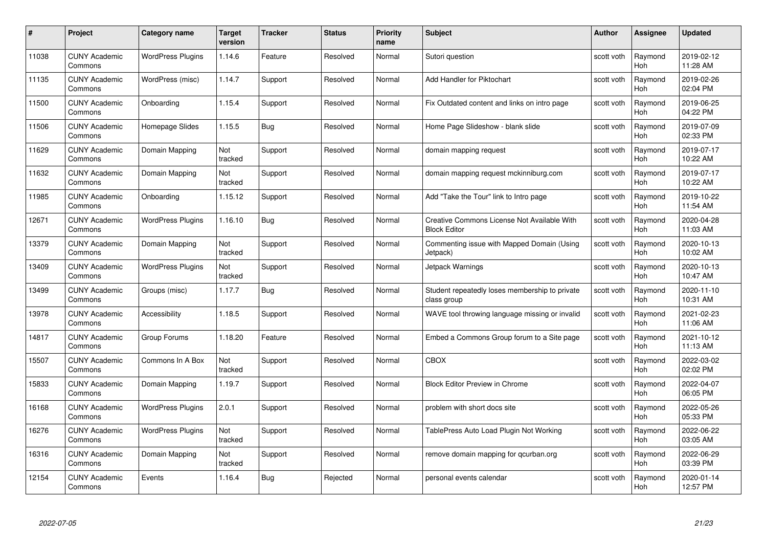| # | Project | Category name | Target version | Tracker | Status | Priority name | Subject | Author | Assignee | Updated |
|---|---|---|---|---|---|---|---|---|---|---|
| 11038 | CUNY Academic Commons | WordPress Plugins | 1.14.6 | Feature | Resolved | Normal | Sutori question | scott voth | Raymond Hoh | 2019-02-12 11:28 AM |
| 11135 | CUNY Academic Commons | WordPress (misc) | 1.14.7 | Support | Resolved | Normal | Add Handler for Piktochart | scott voth | Raymond Hoh | 2019-02-26 02:04 PM |
| 11500 | CUNY Academic Commons | Onboarding | 1.15.4 | Support | Resolved | Normal | Fix Outdated content and links on intro page | scott voth | Raymond Hoh | 2019-06-25 04:22 PM |
| 11506 | CUNY Academic Commons | Homepage Slides | 1.15.5 | Bug | Resolved | Normal | Home Page Slideshow - blank slide | scott voth | Raymond Hoh | 2019-07-09 02:33 PM |
| 11629 | CUNY Academic Commons | Domain Mapping | Not tracked | Support | Resolved | Normal | domain mapping request | scott voth | Raymond Hoh | 2019-07-17 10:22 AM |
| 11632 | CUNY Academic Commons | Domain Mapping | Not tracked | Support | Resolved | Normal | domain mapping request mckinniburg.com | scott voth | Raymond Hoh | 2019-07-17 10:22 AM |
| 11985 | CUNY Academic Commons | Onboarding | 1.15.12 | Support | Resolved | Normal | Add "Take the Tour" link to Intro page | scott voth | Raymond Hoh | 2019-10-22 11:54 AM |
| 12671 | CUNY Academic Commons | WordPress Plugins | 1.16.10 | Bug | Resolved | Normal | Creative Commons License Not Available With Block Editor | scott voth | Raymond Hoh | 2020-04-28 11:03 AM |
| 13379 | CUNY Academic Commons | Domain Mapping | Not tracked | Support | Resolved | Normal | Commenting issue with Mapped Domain (Using Jetpack) | scott voth | Raymond Hoh | 2020-10-13 10:02 AM |
| 13409 | CUNY Academic Commons | WordPress Plugins | Not tracked | Support | Resolved | Normal | Jetpack Warnings | scott voth | Raymond Hoh | 2020-10-13 10:47 AM |
| 13499 | CUNY Academic Commons | Groups (misc) | 1.17.7 | Bug | Resolved | Normal | Student repeatedly loses membership to private class group | scott voth | Raymond Hoh | 2020-11-10 10:31 AM |
| 13978 | CUNY Academic Commons | Accessibility | 1.18.5 | Support | Resolved | Normal | WAVE tool throwing language missing or invalid | scott voth | Raymond Hoh | 2021-02-23 11:06 AM |
| 14817 | CUNY Academic Commons | Group Forums | 1.18.20 | Feature | Resolved | Normal | Embed a Commons Group forum to a Site page | scott voth | Raymond Hoh | 2021-10-12 11:13 AM |
| 15507 | CUNY Academic Commons | Commons In A Box | Not tracked | Support | Resolved | Normal | CBOX | scott voth | Raymond Hoh | 2022-03-02 02:02 PM |
| 15833 | CUNY Academic Commons | Domain Mapping | 1.19.7 | Support | Resolved | Normal | Block Editor Preview in Chrome | scott voth | Raymond Hoh | 2022-04-07 06:05 PM |
| 16168 | CUNY Academic Commons | WordPress Plugins | 2.0.1 | Support | Resolved | Normal | problem with short docs site | scott voth | Raymond Hoh | 2022-05-26 05:33 PM |
| 16276 | CUNY Academic Commons | WordPress Plugins | Not tracked | Support | Resolved | Normal | TablePress Auto Load Plugin Not Working | scott voth | Raymond Hoh | 2022-06-22 03:05 AM |
| 16316 | CUNY Academic Commons | Domain Mapping | Not tracked | Support | Resolved | Normal | remove domain mapping for qcurban.org | scott voth | Raymond Hoh | 2022-06-29 03:39 PM |
| 12154 | CUNY Academic Commons | Events | 1.16.4 | Bug | Rejected | Normal | personal events calendar | scott voth | Raymond Hoh | 2020-01-14 12:57 PM |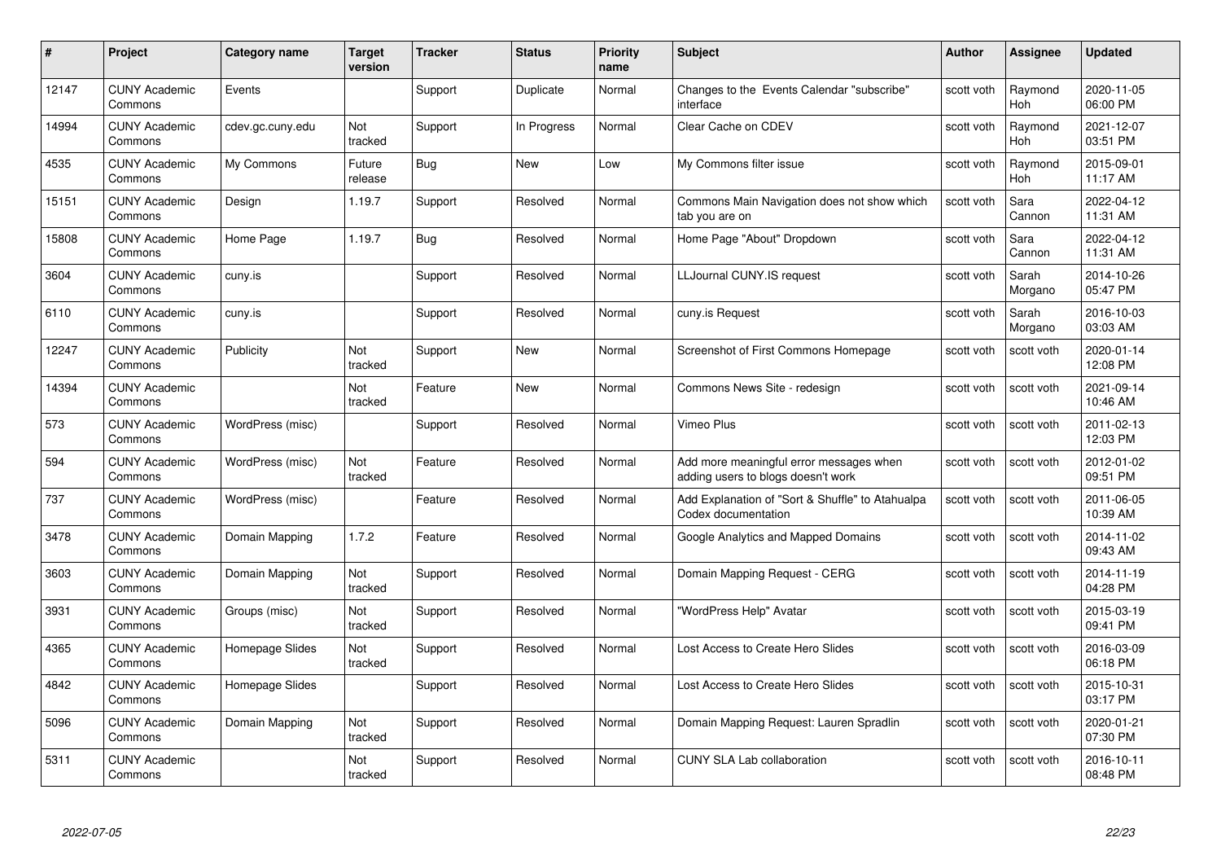| # | Project | Category name | Target version | Tracker | Status | Priority name | Subject | Author | Assignee | Updated |
|---|---|---|---|---|---|---|---|---|---|---|
| 12147 | CUNY Academic Commons | Events | | Support | Duplicate | Normal | Changes to the Events Calendar "subscribe" interface | scott voth | Raymond Hoh | 2020-11-05 06:00 PM |
| 14994 | CUNY Academic Commons | cdev.gc.cuny.edu | Not tracked | Support | In Progress | Normal | Clear Cache on CDEV | scott voth | Raymond Hoh | 2021-12-07 03:51 PM |
| 4535 | CUNY Academic Commons | My Commons | Future release | Bug | New | Low | My Commons filter issue | scott voth | Raymond Hoh | 2015-09-01 11:17 AM |
| 15151 | CUNY Academic Commons | Design | 1.19.7 | Support | Resolved | Normal | Commons Main Navigation does not show which tab you are on | scott voth | Sara Cannon | 2022-04-12 11:31 AM |
| 15808 | CUNY Academic Commons | Home Page | 1.19.7 | Bug | Resolved | Normal | Home Page "About" Dropdown | scott voth | Sara Cannon | 2022-04-12 11:31 AM |
| 3604 | CUNY Academic Commons | cuny.is | | Support | Resolved | Normal | LLJournal CUNY.IS request | scott voth | Sarah Morgano | 2014-10-26 05:47 PM |
| 6110 | CUNY Academic Commons | cuny.is | | Support | Resolved | Normal | cuny.is Request | scott voth | Sarah Morgano | 2016-10-03 03:03 AM |
| 12247 | CUNY Academic Commons | Publicity | Not tracked | Support | New | Normal | Screenshot of First Commons Homepage | scott voth | scott voth | 2020-01-14 12:08 PM |
| 14394 | CUNY Academic Commons | | Not tracked | Feature | New | Normal | Commons News Site - redesign | scott voth | scott voth | 2021-09-14 10:46 AM |
| 573 | CUNY Academic Commons | WordPress (misc) | | Support | Resolved | Normal | Vimeo Plus | scott voth | scott voth | 2011-02-13 12:03 PM |
| 594 | CUNY Academic Commons | WordPress (misc) | Not tracked | Feature | Resolved | Normal | Add more meaningful error messages when adding users to blogs doesn't work | scott voth | scott voth | 2012-01-02 09:51 PM |
| 737 | CUNY Academic Commons | WordPress (misc) | | Feature | Resolved | Normal | Add Explanation of "Sort & Shuffle" to Atahualpa Codex documentation | scott voth | scott voth | 2011-06-05 10:39 AM |
| 3478 | CUNY Academic Commons | Domain Mapping | 1.7.2 | Feature | Resolved | Normal | Google Analytics and Mapped Domains | scott voth | scott voth | 2014-11-02 09:43 AM |
| 3603 | CUNY Academic Commons | Domain Mapping | Not tracked | Support | Resolved | Normal | Domain Mapping Request - CERG | scott voth | scott voth | 2014-11-19 04:28 PM |
| 3931 | CUNY Academic Commons | Groups (misc) | Not tracked | Support | Resolved | Normal | "WordPress Help" Avatar | scott voth | scott voth | 2015-03-19 09:41 PM |
| 4365 | CUNY Academic Commons | Homepage Slides | Not tracked | Support | Resolved | Normal | Lost Access to Create Hero Slides | scott voth | scott voth | 2016-03-09 06:18 PM |
| 4842 | CUNY Academic Commons | Homepage Slides | | Support | Resolved | Normal | Lost Access to Create Hero Slides | scott voth | scott voth | 2015-10-31 03:17 PM |
| 5096 | CUNY Academic Commons | Domain Mapping | Not tracked | Support | Resolved | Normal | Domain Mapping Request: Lauren Spradlin | scott voth | scott voth | 2020-01-21 07:30 PM |
| 5311 | CUNY Academic Commons | | Not tracked | Support | Resolved | Normal | CUNY SLA Lab collaboration | scott voth | scott voth | 2016-10-11 08:48 PM |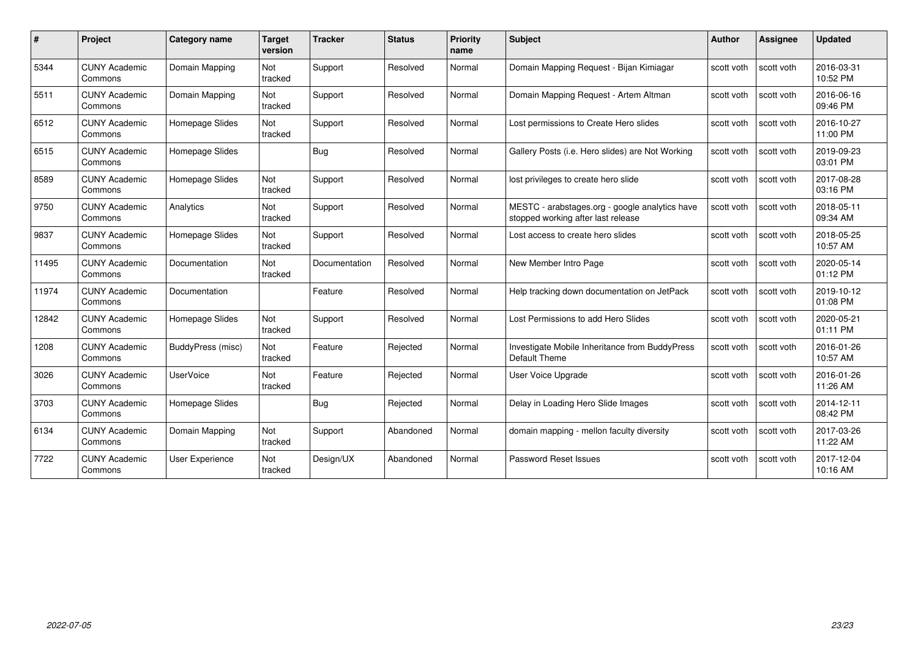| # | Project | Category name | Target version | Tracker | Status | Priority name | Subject | Author | Assignee | Updated |
|---|---|---|---|---|---|---|---|---|---|---|
| 5344 | CUNY Academic Commons | Domain Mapping | Not tracked | Support | Resolved | Normal | Domain Mapping Request - Bijan Kimiagar | scott voth | scott voth | 2016-03-31 10:52 PM |
| 5511 | CUNY Academic Commons | Domain Mapping | Not tracked | Support | Resolved | Normal | Domain Mapping Request - Artem Altman | scott voth | scott voth | 2016-06-16 09:46 PM |
| 6512 | CUNY Academic Commons | Homepage Slides | Not tracked | Support | Resolved | Normal | Lost permissions to Create Hero slides | scott voth | scott voth | 2016-10-27 11:00 PM |
| 6515 | CUNY Academic Commons | Homepage Slides | | Bug | Resolved | Normal | Gallery Posts (i.e. Hero slides) are Not Working | scott voth | scott voth | 2019-09-23 03:01 PM |
| 8589 | CUNY Academic Commons | Homepage Slides | Not tracked | Support | Resolved | Normal | lost privileges to create hero slide | scott voth | scott voth | 2017-08-28 03:16 PM |
| 9750 | CUNY Academic Commons | Analytics | Not tracked | Support | Resolved | Normal | MESTC - arabstages.org - google analytics have stopped working after last release | scott voth | scott voth | 2018-05-11 09:34 AM |
| 9837 | CUNY Academic Commons | Homepage Slides | Not tracked | Support | Resolved | Normal | Lost access to create hero slides | scott voth | scott voth | 2018-05-25 10:57 AM |
| 11495 | CUNY Academic Commons | Documentation | Not tracked | Documentation | Resolved | Normal | New Member Intro Page | scott voth | scott voth | 2020-05-14 01:12 PM |
| 11974 | CUNY Academic Commons | Documentation | | Feature | Resolved | Normal | Help tracking down documentation on JetPack | scott voth | scott voth | 2019-10-12 01:08 PM |
| 12842 | CUNY Academic Commons | Homepage Slides | Not tracked | Support | Resolved | Normal | Lost Permissions to add Hero Slides | scott voth | scott voth | 2020-05-21 01:11 PM |
| 1208 | CUNY Academic Commons | BuddyPress (misc) | Not tracked | Feature | Rejected | Normal | Investigate Mobile Inheritance from BuddyPress Default Theme | scott voth | scott voth | 2016-01-26 10:57 AM |
| 3026 | CUNY Academic Commons | UserVoice | Not tracked | Feature | Rejected | Normal | User Voice Upgrade | scott voth | scott voth | 2016-01-26 11:26 AM |
| 3703 | CUNY Academic Commons | Homepage Slides | | Bug | Rejected | Normal | Delay in Loading Hero Slide Images | scott voth | scott voth | 2014-12-11 08:42 PM |
| 6134 | CUNY Academic Commons | Domain Mapping | Not tracked | Support | Abandoned | Normal | domain mapping - mellon faculty diversity | scott voth | scott voth | 2017-03-26 11:22 AM |
| 7722 | CUNY Academic Commons | User Experience | Not tracked | Design/UX | Abandoned | Normal | Password Reset Issues | scott voth | scott voth | 2017-12-04 10:16 AM |